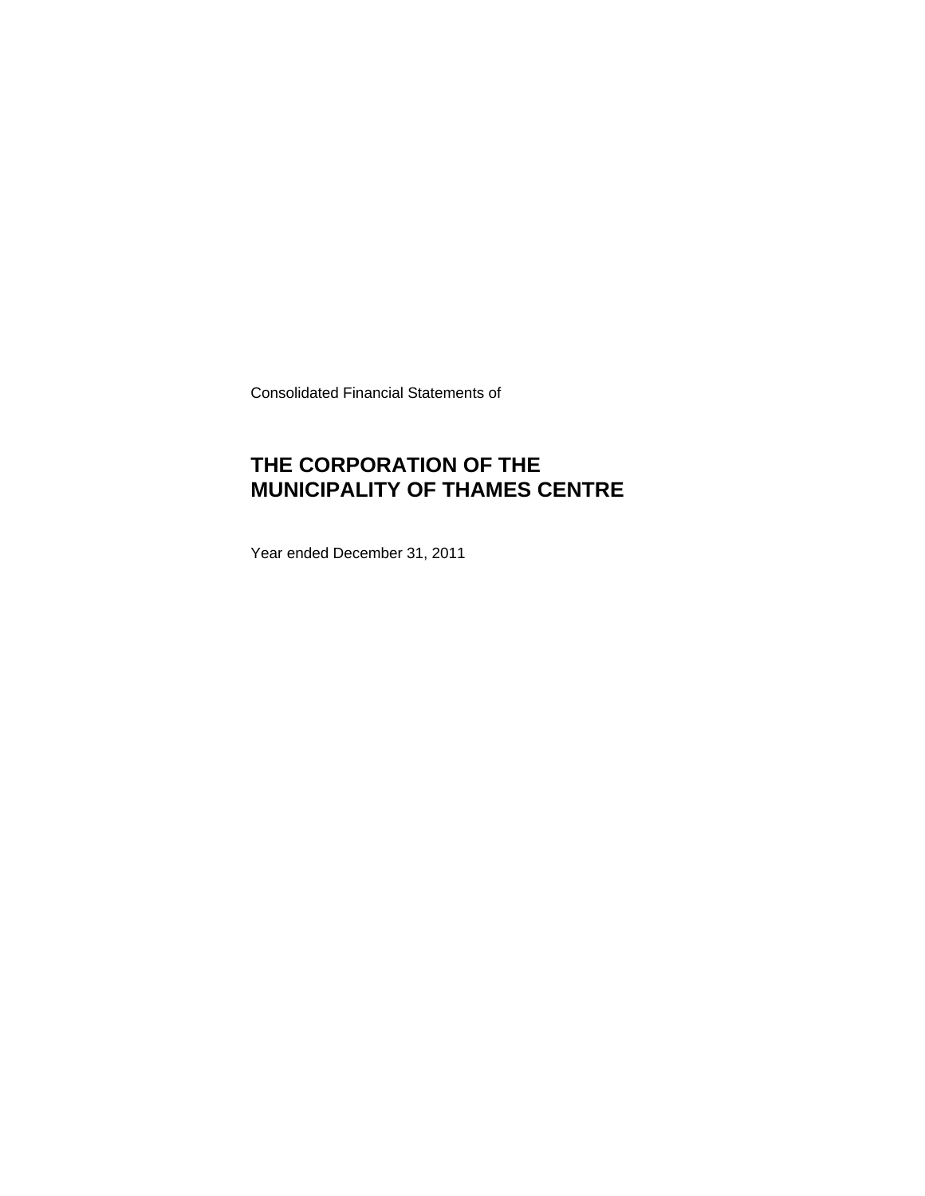Consolidated Financial Statements of

# THE CORPORATION OF THE MUNICIPALITY OF THAMES CENTRE

Year ended December 31, 2011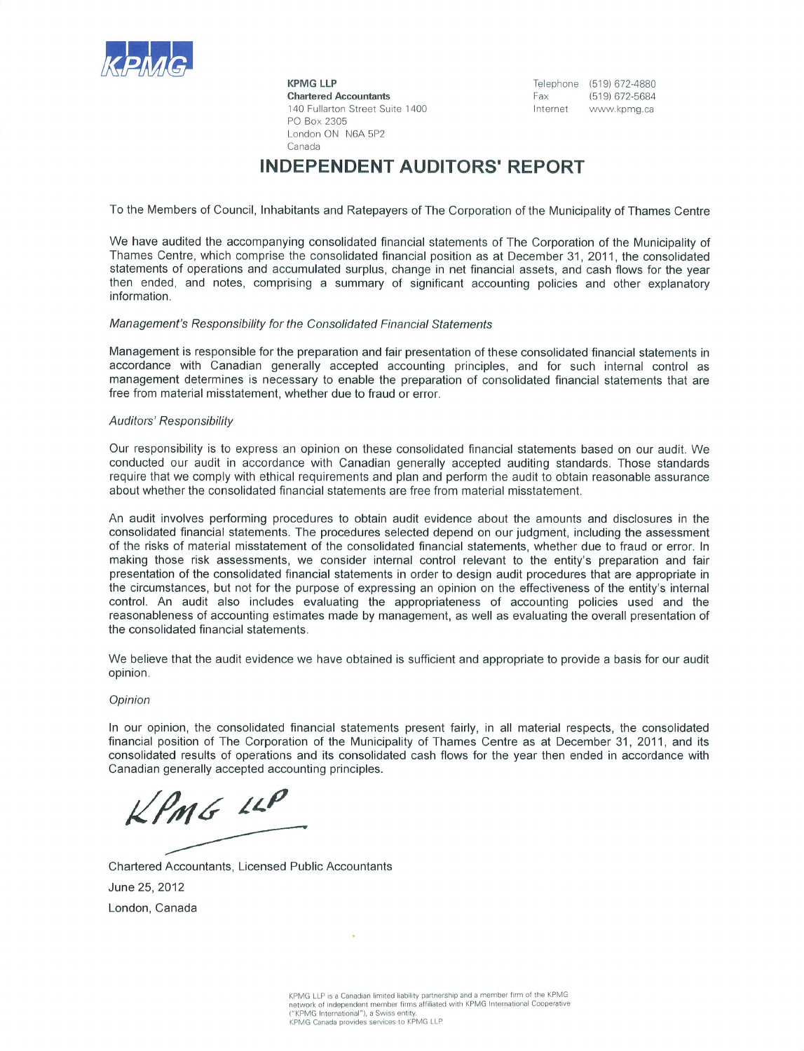**KPMG LLP**
**Chartered Accountants**
140 Fullarton Street Suite 1400
PO Box 2305
London ON N6A 5P2
Canada

Telephone (519) 672-4880
Fax (519) 672-5684
Internet www.kpmg.ca

# INDEPENDENT AUDITORS' REPORT

To the Members of Council, Inhabitants and Ratepayers of The Corporation of the Municipality of Thames Centre

We have audited the accompanying consolidated financial statements of The Corporation of the Municipality of Thames Centre, which comprise the consolidated financial position as at December 31, 2011, the consolidated statements of operations and accumulated surplus, change in net financial assets, and cash flows for the year then ended, and notes, comprising a summary of significant accounting policies and other explanatory information.

*Management's Responsibility for the Consolidated Financial Statements*

Management is responsible for the preparation and fair presentation of these consolidated financial statements in accordance with Canadian generally accepted accounting principles, and for such internal control as management determines is necessary to enable the preparation of consolidated financial statements that are free from material misstatement, whether due to fraud or error.

*Auditors' Responsibility*

Our responsibility is to express an opinion on these consolidated financial statements based on our audit. We conducted our audit in accordance with Canadian generally accepted auditing standards. Those standards require that we comply with ethical requirements and plan and perform the audit to obtain reasonable assurance about whether the consolidated financial statements are free from material misstatement.

An audit involves performing procedures to obtain audit evidence about the amounts and disclosures in the consolidated financial statements. The procedures selected depend on our judgment, including the assessment of the risks of material misstatement of the consolidated financial statements, whether due to fraud or error. In making those risk assessments, we consider internal control relevant to the entity's preparation and fair presentation of the consolidated financial statements in order to design audit procedures that are appropriate in the circumstances, but not for the purpose of expressing an opinion on the effectiveness of the entity's internal control. An audit also includes evaluating the appropriateness of accounting policies used and the reasonableness of accounting estimates made by management, as well as evaluating the overall presentation of the consolidated financial statements.

We believe that the audit evidence we have obtained is sufficient and appropriate to provide a basis for our audit opinion.

*Opinion*

In our opinion, the consolidated financial statements present fairly, in all material respects, the consolidated financial position of The Corporation of the Municipality of Thames Centre as at December 31, 2011, and its consolidated results of operations and its consolidated cash flows for the year then ended in accordance with Canadian generally accepted accounting principles.

KPMG LLP

Chartered Accountants, Licensed Public Accountants

June 25, 2012

London, Canada

KPMG LLP is a Canadian limited liability partnership and a member firm of the KPMG network of independent member firms affiliated with KPMG International Cooperative ("KPMG International"), a Swiss entity.
KPMG Canada provides services to KPMG LLP.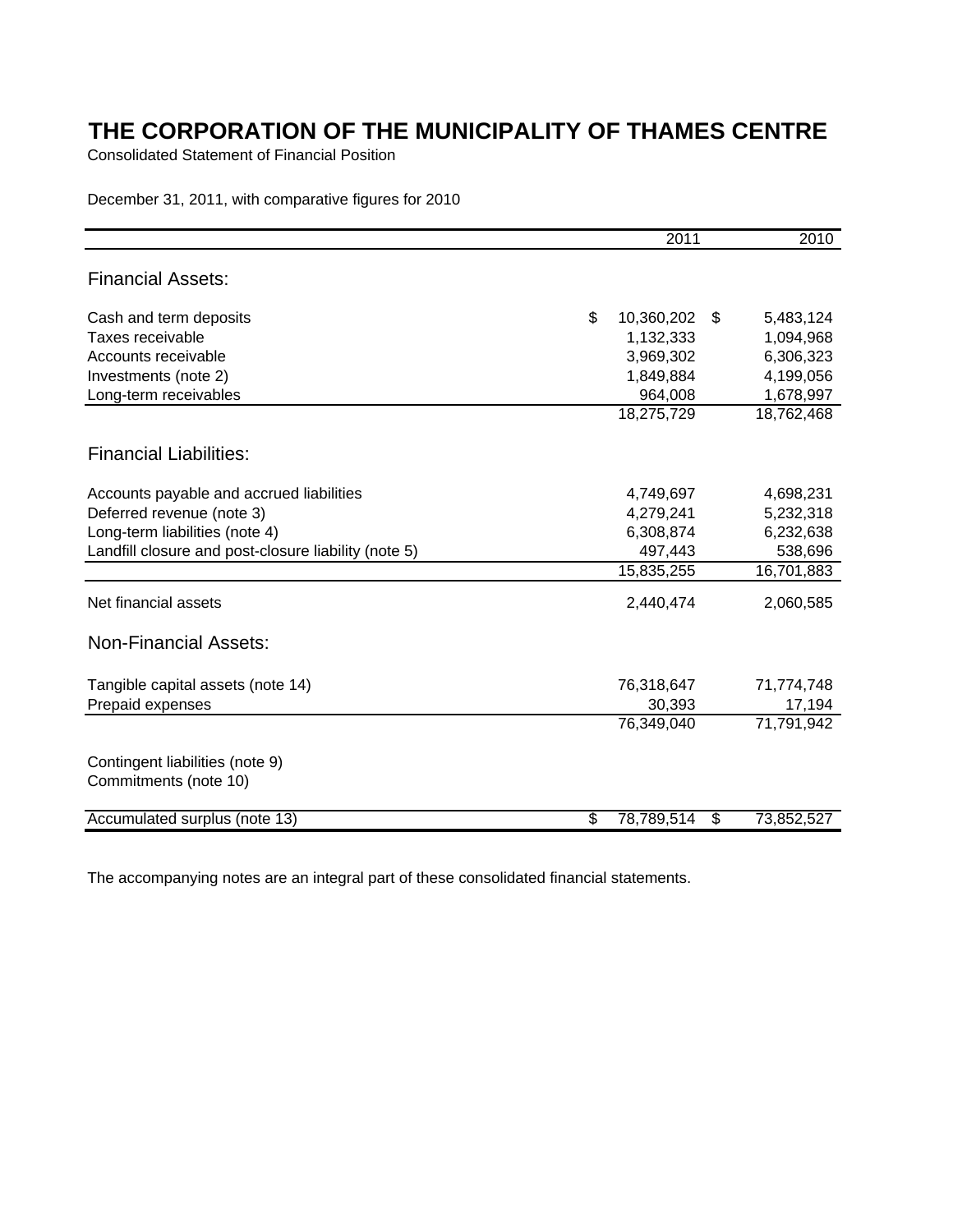# THE CORPORATION OF THE MUNICIPALITY OF THAMES CENTRE

Consolidated Statement of Financial Position

December 31, 2011, with comparative figures for 2010

| | 2011 | 2010 |
|---|---|---|
| **Financial Assets:** | | |
| Cash and term deposits | $ 10,360,202 | $ 5,483,124 |
| Taxes receivable | 1,132,333 | 1,094,968 |
| Accounts receivable | 3,969,302 | 6,306,323 |
| Investments (note 2) | 1,849,884 | 4,199,056 |
| Long-term receivables | 964,008 | 1,678,997 |
| | 18,275,729 | 18,762,468 |
| **Financial Liabilities:** | | |
| Accounts payable and accrued liabilities | 4,749,697 | 4,698,231 |
| Deferred revenue (note 3) | 4,279,241 | 5,232,318 |
| Long-term liabilities (note 4) | 6,308,874 | 6,232,638 |
| Landfill closure and post-closure liability (note 5) | 497,443 | 538,696 |
| | 15,835,255 | 16,701,883 |
| Net financial assets | 2,440,474 | 2,060,585 |
| **Non-Financial Assets:** | | |
| Tangible capital assets (note 14) | 76,318,647 | 71,774,748 |
| Prepaid expenses | 30,393 | 17,194 |
| | 76,349,040 | 71,791,942 |
| Contingent liabilities (note 9) | | |
| Commitments (note 10) | | |
| Accumulated surplus (note 13) | $ 78,789,514 | $ 73,852,527 |

The accompanying notes are an integral part of these consolidated financial statements.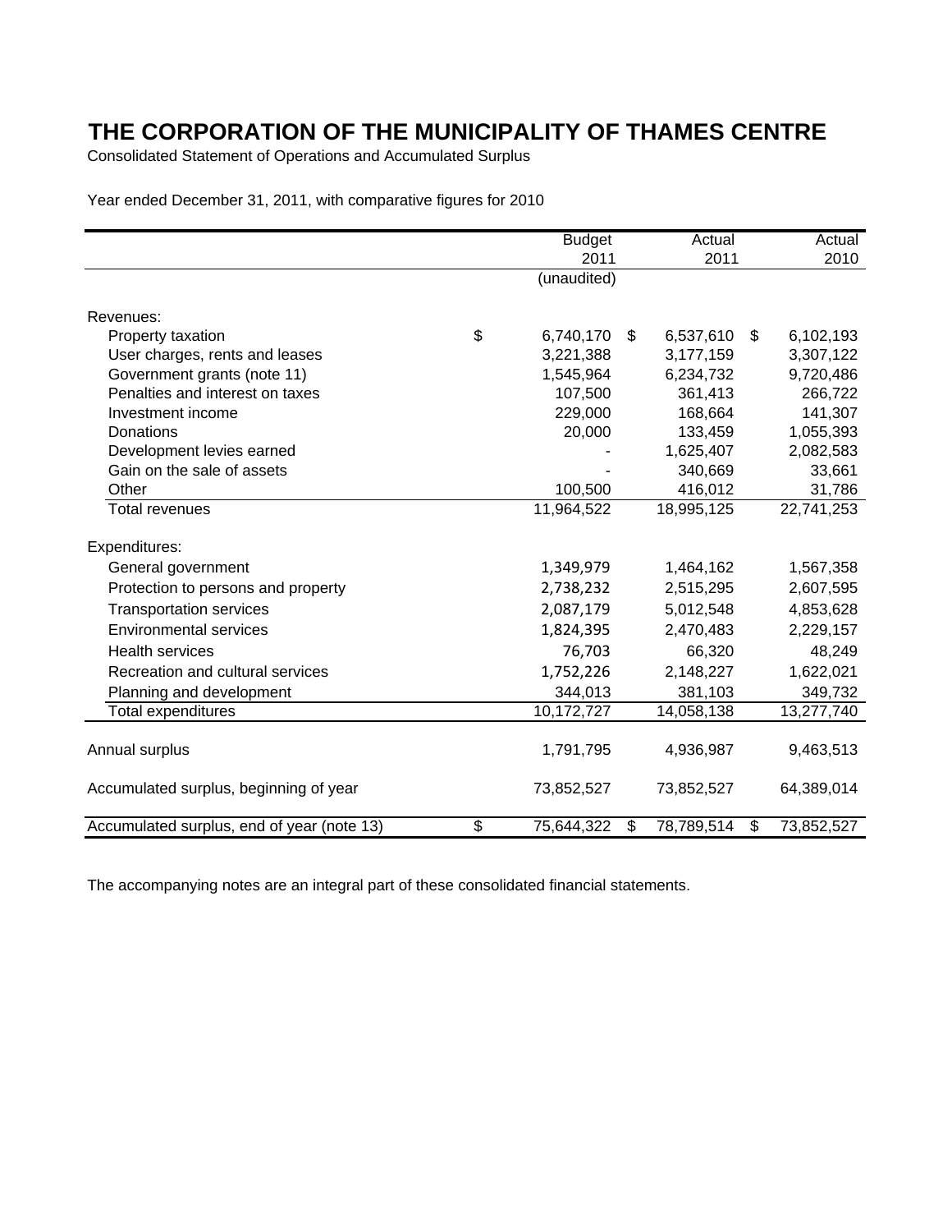# THE CORPORATION OF THE MUNICIPALITY OF THAMES CENTRE

Consolidated Statement of Operations and Accumulated Surplus

Year ended December 31, 2011, with comparative figures for 2010

| | Budget 2011 (unaudited) | Actual 2011 | Actual 2010 |
|---|---|---|---|
| Revenues: | | | |
| Property taxation | $ 6,740,170 | $ 6,537,610 | $ 6,102,193 |
| User charges, rents and leases | 3,221,388 | 3,177,159 | 3,307,122 |
| Government grants (note 11) | 1,545,964 | 6,234,732 | 9,720,486 |
| Penalties and interest on taxes | 107,500 | 361,413 | 266,722 |
| Investment income | 229,000 | 168,664 | 141,307 |
| Donations | 20,000 | 133,459 | 1,055,393 |
| Development levies earned | - | 1,625,407 | 2,082,583 |
| Gain on the sale of assets | - | 340,669 | 33,661 |
| Other | 100,500 | 416,012 | 31,786 |
| Total revenues | 11,964,522 | 18,995,125 | 22,741,253 |
| Expenditures: | | | |
| General government | 1,349,979 | 1,464,162 | 1,567,358 |
| Protection to persons and property | 2,738,232 | 2,515,295 | 2,607,595 |
| Transportation services | 2,087,179 | 5,012,548 | 4,853,628 |
| Environmental services | 1,824,395 | 2,470,483 | 2,229,157 |
| Health services | 76,703 | 66,320 | 48,249 |
| Recreation and cultural services | 1,752,226 | 2,148,227 | 1,622,021 |
| Planning and development | 344,013 | 381,103 | 349,732 |
| Total expenditures | 10,172,727 | 14,058,138 | 13,277,740 |
| Annual surplus | 1,791,795 | 4,936,987 | 9,463,513 |
| Accumulated surplus, beginning of year | 73,852,527 | 73,852,527 | 64,389,014 |
| Accumulated surplus, end of year (note 13) | $ 75,644,322 | $ 78,789,514 | $ 73,852,527 |

The accompanying notes are an integral part of these consolidated financial statements.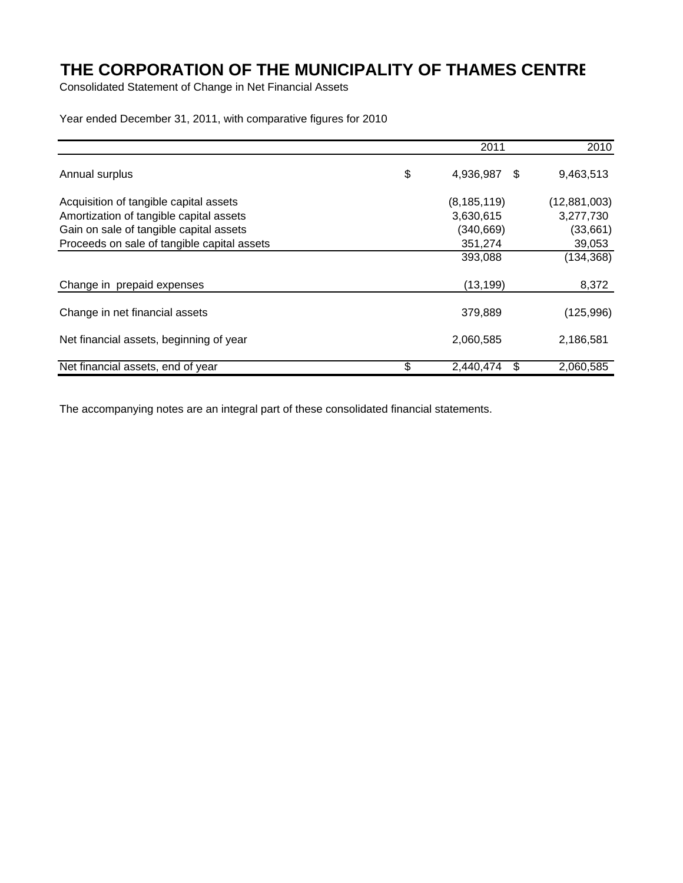# THE CORPORATION OF THE MUNICIPALITY OF THAMES CENTRE

Consolidated Statement of Change in Net Financial Assets

Year ended December 31, 2011, with comparative figures for 2010

| | 2011 | 2010 |
|---|---|---|
| Annual surplus | $ 4,936,987 | $ 9,463,513 |
| Acquisition of tangible capital assets | (8,185,119) | (12,881,003) |
| Amortization of tangible capital assets | 3,630,615 | 3,277,730 |
| Gain on sale of tangible capital assets | (340,669) | (33,661) |
| Proceeds on sale of tangible capital assets | 351,274 | 39,053 |
| | 393,088 | (134,368) |
| Change in prepaid expenses | (13,199) | 8,372 |
| Change in net financial assets | 379,889 | (125,996) |
| Net financial assets, beginning of year | 2,060,585 | 2,186,581 |
| Net financial assets, end of year | $ 2,440,474 | $ 2,060,585 |

The accompanying notes are an integral part of these consolidated financial statements.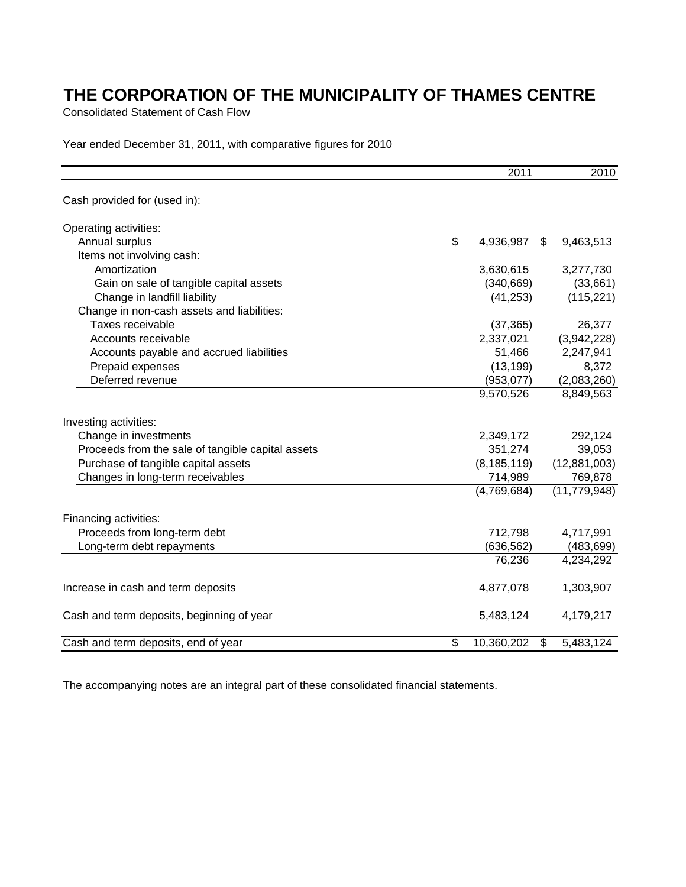# THE CORPORATION OF THE MUNICIPALITY OF THAMES CENTRE

Consolidated Statement of Cash Flow

Year ended December 31, 2011, with comparative figures for 2010

| | 2011 | 2010 |
|---|---|---|
| Cash provided for (used in): | | |
| | | |
| Operating activities: | | |
| Annual surplus | $ 4,936,987 | $ 9,463,513 |
| Items not involving cash: | | |
| Amortization | 3,630,615 | 3,277,730 |
| Gain on sale of tangible capital assets | (340,669) | (33,661) |
| Change in landfill liability | (41,253) | (115,221) |
| Change in non-cash assets and liabilities: | | |
| Taxes receivable | (37,365) | 26,377 |
| Accounts receivable | 2,337,021 | (3,942,228) |
| Accounts payable and accrued liabilities | 51,466 | 2,247,941 |
| Prepaid expenses | (13,199) | 8,372 |
| Deferred revenue | (953,077) | (2,083,260) |
| | 9,570,526 | 8,849,563 |
| | | |
| Investing activities: | | |
| Change in investments | 2,349,172 | 292,124 |
| Proceeds from the sale of tangible capital assets | 351,274 | 39,053 |
| Purchase of tangible capital assets | (8,185,119) | (12,881,003) |
| Changes in long-term receivables | 714,989 | 769,878 |
| | (4,769,684) | (11,779,948) |
| | | |
| Financing activities: | | |
| Proceeds from long-term debt | 712,798 | 4,717,991 |
| Long-term debt repayments | (636,562) | (483,699) |
| | 76,236 | 4,234,292 |
| | | |
| Increase in cash and term deposits | 4,877,078 | 1,303,907 |
| | | |
| Cash and term deposits, beginning of year | 5,483,124 | 4,179,217 |
| | | |
| Cash and term deposits, end of year | $ 10,360,202 | $ 5,483,124 |

The accompanying notes are an integral part of these consolidated financial statements.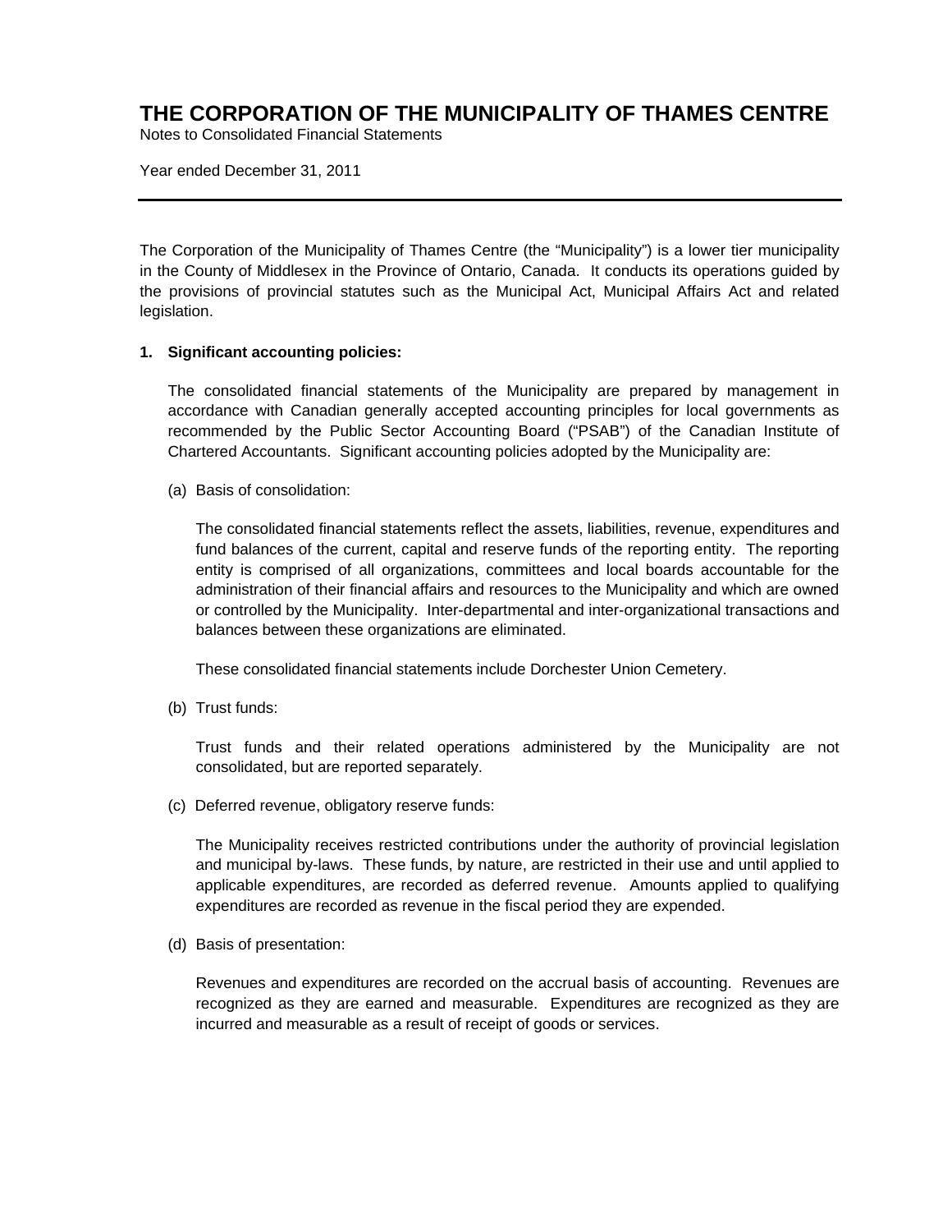# THE CORPORATION OF THE MUNICIPALITY OF THAMES CENTRE

Notes to Consolidated Financial Statements

Year ended December 31, 2011

---

The Corporation of the Municipality of Thames Centre (the "Municipality") is a lower tier municipality in the County of Middlesex in the Province of Ontario, Canada. It conducts its operations guided by the provisions of provincial statutes such as the Municipal Act, Municipal Affairs Act and related legislation.

**1. Significant accounting policies:**

The consolidated financial statements of the Municipality are prepared by management in accordance with Canadian generally accepted accounting principles for local governments as recommended by the Public Sector Accounting Board ("PSAB") of the Canadian Institute of Chartered Accountants. Significant accounting policies adopted by the Municipality are:

(a) Basis of consolidation:

The consolidated financial statements reflect the assets, liabilities, revenue, expenditures and fund balances of the current, capital and reserve funds of the reporting entity. The reporting entity is comprised of all organizations, committees and local boards accountable for the administration of their financial affairs and resources to the Municipality and which are owned or controlled by the Municipality. Inter-departmental and inter-organizational transactions and balances between these organizations are eliminated.

These consolidated financial statements include Dorchester Union Cemetery.

(b) Trust funds:

Trust funds and their related operations administered by the Municipality are not consolidated, but are reported separately.

(c) Deferred revenue, obligatory reserve funds:

The Municipality receives restricted contributions under the authority of provincial legislation and municipal by-laws. These funds, by nature, are restricted in their use and until applied to applicable expenditures, are recorded as deferred revenue. Amounts applied to qualifying expenditures are recorded as revenue in the fiscal period they are expended.

(d) Basis of presentation:

Revenues and expenditures are recorded on the accrual basis of accounting. Revenues are recognized as they are earned and measurable. Expenditures are recognized as they are incurred and measurable as a result of receipt of goods or services.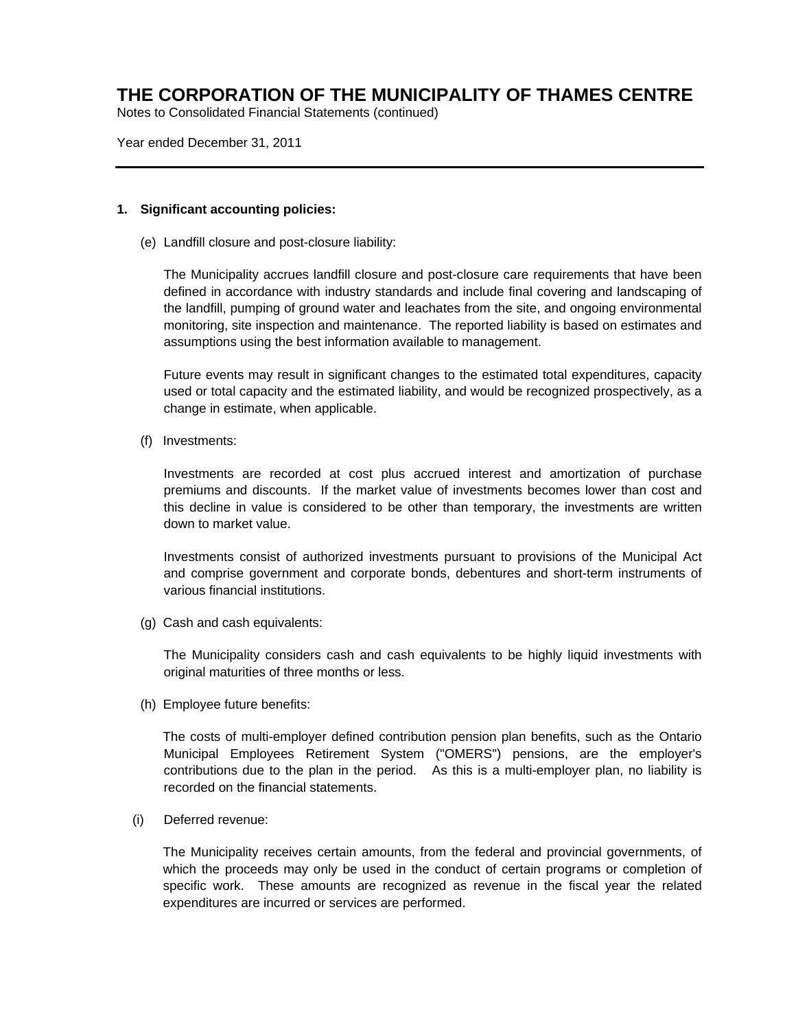# THE CORPORATION OF THE MUNICIPALITY OF THAMES CENTRE

Notes to Consolidated Financial Statements (continued)

Year ended December 31, 2011

---

**1. Significant accounting policies:**

(e) Landfill closure and post-closure liability:

The Municipality accrues landfill closure and post-closure care requirements that have been defined in accordance with industry standards and include final covering and landscaping of the landfill, pumping of ground water and leachates from the site, and ongoing environmental monitoring, site inspection and maintenance. The reported liability is based on estimates and assumptions using the best information available to management.

Future events may result in significant changes to the estimated total expenditures, capacity used or total capacity and the estimated liability, and would be recognized prospectively, as a change in estimate, when applicable.

(f) Investments:

Investments are recorded at cost plus accrued interest and amortization of purchase premiums and discounts. If the market value of investments becomes lower than cost and this decline in value is considered to be other than temporary, the investments are written down to market value.

Investments consist of authorized investments pursuant to provisions of the Municipal Act and comprise government and corporate bonds, debentures and short-term instruments of various financial institutions.

(g) Cash and cash equivalents:

The Municipality considers cash and cash equivalents to be highly liquid investments with original maturities of three months or less.

(h) Employee future benefits:

The costs of multi-employer defined contribution pension plan benefits, such as the Ontario Municipal Employees Retirement System ("OMERS") pensions, are the employer's contributions due to the plan in the period. As this is a multi-employer plan, no liability is recorded on the financial statements.

(i) Deferred revenue:

The Municipality receives certain amounts, from the federal and provincial governments, of which the proceeds may only be used in the conduct of certain programs or completion of specific work. These amounts are recognized as revenue in the fiscal year the related expenditures are incurred or services are performed.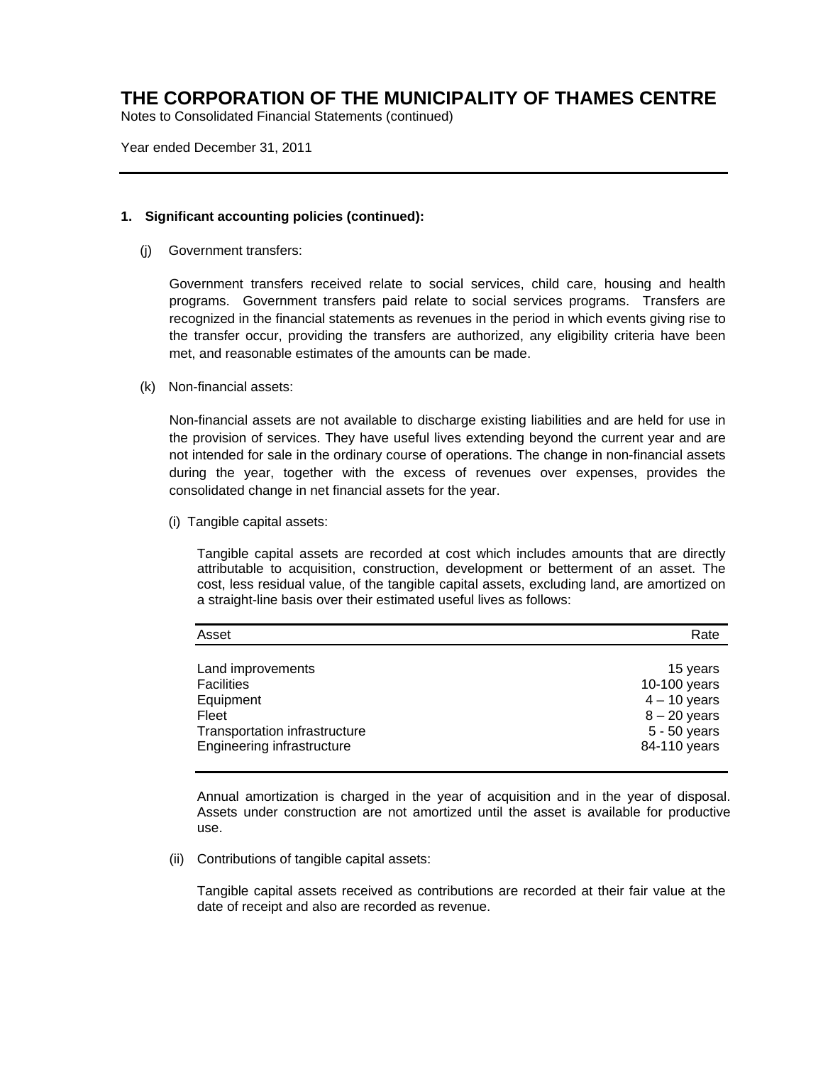# THE CORPORATION OF THE MUNICIPALITY OF THAMES CENTRE

Notes to Consolidated Financial Statements (continued)

Year ended December 31, 2011

**1. Significant accounting policies (continued):**

(j) Government transfers:

Government transfers received relate to social services, child care, housing and health programs. Government transfers paid relate to social services programs. Transfers are recognized in the financial statements as revenues in the period in which events giving rise to the transfer occur, providing the transfers are authorized, any eligibility criteria have been met, and reasonable estimates of the amounts can be made.

(k) Non-financial assets:

Non-financial assets are not available to discharge existing liabilities and are held for use in the provision of services. They have useful lives extending beyond the current year and are not intended for sale in the ordinary course of operations. The change in non-financial assets during the year, together with the excess of revenues over expenses, provides the consolidated change in net financial assets for the year.

(i) Tangible capital assets:

Tangible capital assets are recorded at cost which includes amounts that are directly attributable to acquisition, construction, development or betterment of an asset. The cost, less residual value, of the tangible capital assets, excluding land, are amortized on a straight-line basis over their estimated useful lives as follows:

| Asset | Rate |
|---|---|
| Land improvements | 15 years |
| Facilities | 10-100 years |
| Equipment | 4 – 10 years |
| Fleet | 8 – 20 years |
| Transportation infrastructure | 5 - 50 years |
| Engineering infrastructure | 84-110 years |

Annual amortization is charged in the year of acquisition and in the year of disposal. Assets under construction are not amortized until the asset is available for productive use.

(ii) Contributions of tangible capital assets:

Tangible capital assets received as contributions are recorded at their fair value at the date of receipt and also are recorded as revenue.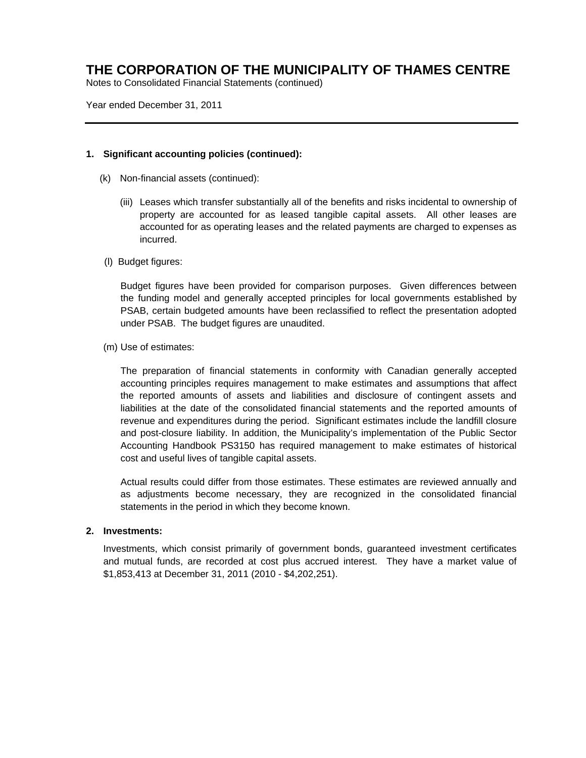# THE CORPORATION OF THE MUNICIPALITY OF THAMES CENTRE

Notes to Consolidated Financial Statements (continued)

Year ended December 31, 2011

---

**1. Significant accounting policies (continued):**

(k) Non-financial assets (continued):

(iii) Leases which transfer substantially all of the benefits and risks incidental to ownership of property are accounted for as leased tangible capital assets. All other leases are accounted for as operating leases and the related payments are charged to expenses as incurred.

(l) Budget figures:

Budget figures have been provided for comparison purposes. Given differences between the funding model and generally accepted principles for local governments established by PSAB, certain budgeted amounts have been reclassified to reflect the presentation adopted under PSAB. The budget figures are unaudited.

(m) Use of estimates:

The preparation of financial statements in conformity with Canadian generally accepted accounting principles requires management to make estimates and assumptions that affect the reported amounts of assets and liabilities and disclosure of contingent assets and liabilities at the date of the consolidated financial statements and the reported amounts of revenue and expenditures during the period. Significant estimates include the landfill closure and post-closure liability. In addition, the Municipality's implementation of the Public Sector Accounting Handbook PS3150 has required management to make estimates of historical cost and useful lives of tangible capital assets.

Actual results could differ from those estimates. These estimates are reviewed annually and as adjustments become necessary, they are recognized in the consolidated financial statements in the period in which they become known.

**2. Investments:**

Investments, which consist primarily of government bonds, guaranteed investment certificates and mutual funds, are recorded at cost plus accrued interest. They have a market value of $1,853,413 at December 31, 2011 (2010 - $4,202,251).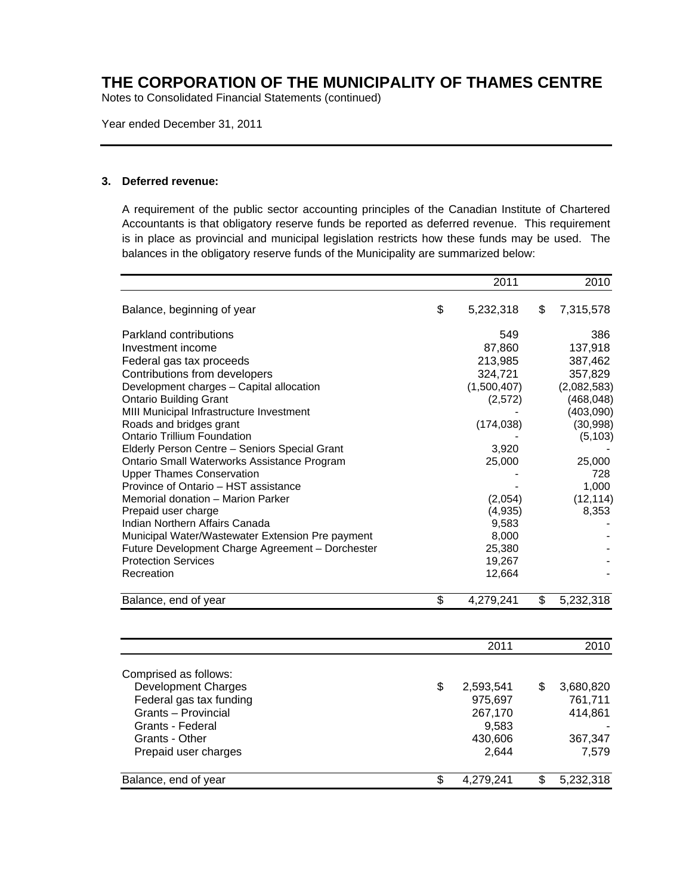# THE CORPORATION OF THE MUNICIPALITY OF THAMES CENTRE

Notes to Consolidated Financial Statements (continued)

Year ended December 31, 2011

## 3. Deferred revenue:

A requirement of the public sector accounting principles of the Canadian Institute of Chartered Accountants is that obligatory reserve funds be reported as deferred revenue. This requirement is in place as provincial and municipal legislation restricts how these funds may be used. The balances in the obligatory reserve funds of the Municipality are summarized below:

| | 2011 | 2010 |
|---|---|---|
| Balance, beginning of year | $ 5,232,318 | $ 7,315,578 |
| Parkland contributions | 549 | 386 |
| Investment income | 87,860 | 137,918 |
| Federal gas tax proceeds | 213,985 | 387,462 |
| Contributions from developers | 324,721 | 357,829 |
| Development charges – Capital allocation | (1,500,407) | (2,082,583) |
| Ontario Building Grant | (2,572) | (468,048) |
| MIII Municipal Infrastructure Investment | - | (403,090) |
| Roads and bridges grant | (174,038) | (30,998) |
| Ontario Trillium Foundation | - | (5,103) |
| Elderly Person Centre – Seniors Special Grant | 3,920 | - |
| Ontario Small Waterworks Assistance Program | 25,000 | 25,000 |
| Upper Thames Conservation | - | 728 |
| Province of Ontario – HST assistance | - | 1,000 |
| Memorial donation – Marion Parker | (2,054) | (12,114) |
| Prepaid user charge | (4,935) | 8,353 |
| Indian Northern Affairs Canada | 9,583 | - |
| Municipal Water/Wastewater Extension Pre payment | 8,000 | - |
| Future Development Charge Agreement – Dorchester | 25,380 | - |
| Protection Services | 19,267 | - |
| Recreation | 12,664 | - |
| Balance, end of year | $ 4,279,241 | $ 5,232,318 |

| | 2011 | 2010 |
|---|---|---|
| Comprised as follows: | | |
| Development Charges | $ 2,593,541 | $ 3,680,820 |
| Federal gas tax funding | 975,697 | 761,711 |
| Grants – Provincial | 267,170 | 414,861 |
| Grants - Federal | 9,583 | - |
| Grants - Other | 430,606 | 367,347 |
| Prepaid user charges | 2,644 | 7,579 |
| Balance, end of year | $ 4,279,241 | $ 5,232,318 |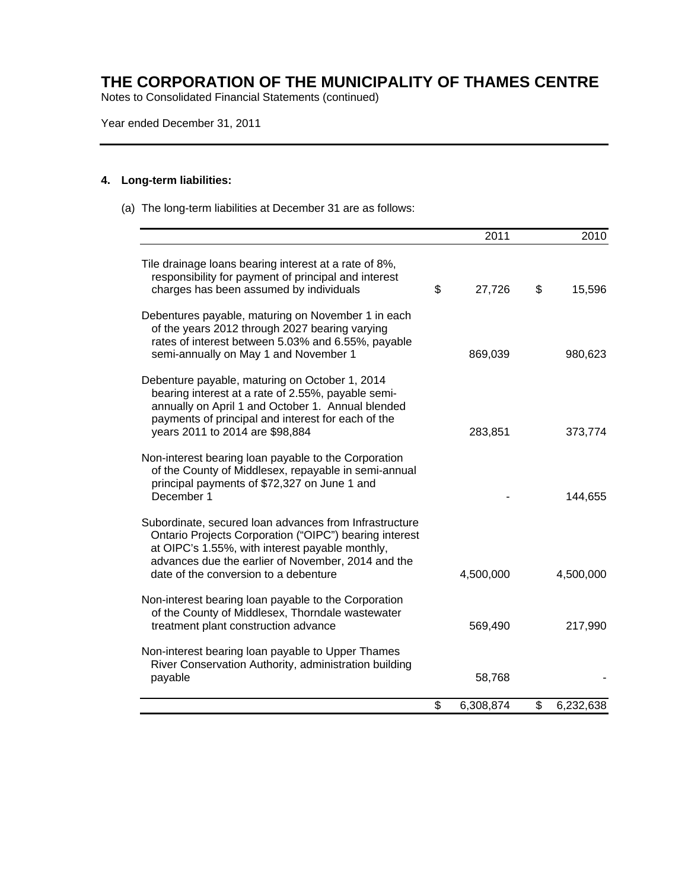# THE CORPORATION OF THE MUNICIPALITY OF THAMES CENTRE

Notes to Consolidated Financial Statements (continued)

Year ended December 31, 2011

## 4. Long-term liabilities:

(a) The long-term liabilities at December 31 are as follows:

| | 2011 | 2010 |
|---|---|---|
| Tile drainage loans bearing interest at a rate of 8%, responsibility for payment of principal and interest charges has been assumed by individuals | $ 27,726 | $ 15,596 |
| Debentures payable, maturing on November 1 in each of the years 2012 through 2027 bearing varying rates of interest between 5.03% and 6.55%, payable semi-annually on May 1 and November 1 | 869,039 | 980,623 |
| Debenture payable, maturing on October 1, 2014 bearing interest at a rate of 2.55%, payable semi-annually on April 1 and October 1. Annual blended payments of principal and interest for each of the years 2011 to 2014 are $98,884 | 283,851 | 373,774 |
| Non-interest bearing loan payable to the Corporation of the County of Middlesex, repayable in semi-annual principal payments of $72,327 on June 1 and December 1 | - | 144,655 |
| Subordinate, secured loan advances from Infrastructure Ontario Projects Corporation ("OIPC") bearing interest at OIPC's 1.55%, with interest payable monthly, advances due the earlier of November, 2014 and the date of the conversion to a debenture | 4,500,000 | 4,500,000 |
| Non-interest bearing loan payable to the Corporation of the County of Middlesex, Thorndale wastewater treatment plant construction advance | 569,490 | 217,990 |
| Non-interest bearing loan payable to Upper Thames River Conservation Authority, administration building payable | 58,768 | - |
| | $ 6,308,874 | $ 6,232,638 |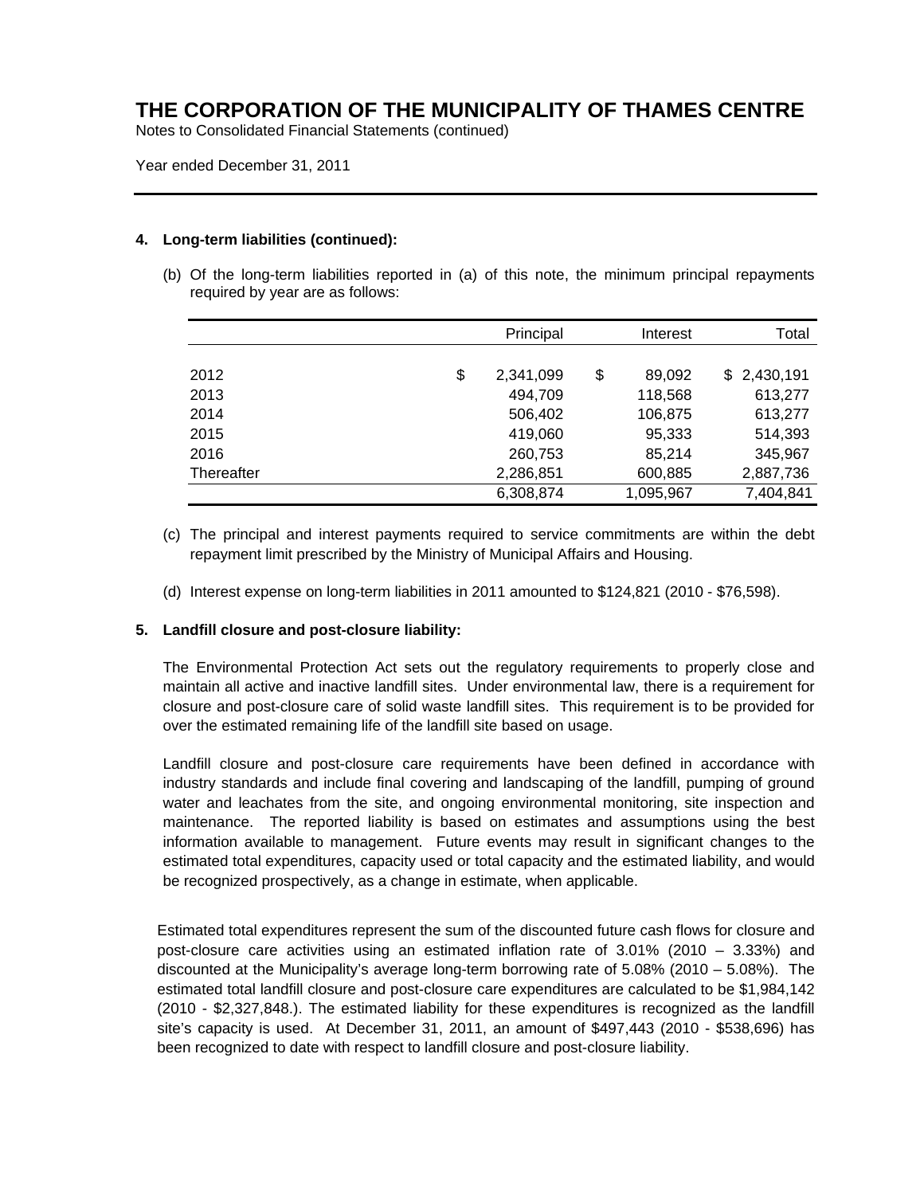# THE CORPORATION OF THE MUNICIPALITY OF THAMES CENTRE

Notes to Consolidated Financial Statements (continued)

Year ended December 31, 2011

**4. Long-term liabilities (continued):**

(b) Of the long-term liabilities reported in (a) of this note, the minimum principal repayments required by year are as follows:

| | Principal | Interest | Total |
|---|---|---|---|
| 2012 | $ 2,341,099 | $ 89,092 | $ 2,430,191 |
| 2013 | 494,709 | 118,568 | 613,277 |
| 2014 | 506,402 | 106,875 | 613,277 |
| 2015 | 419,060 | 95,333 | 514,393 |
| 2016 | 260,753 | 85,214 | 345,967 |
| Thereafter | 2,286,851 | 600,885 | 2,887,736 |
| | 6,308,874 | 1,095,967 | 7,404,841 |

(c) The principal and interest payments required to service commitments are within the debt repayment limit prescribed by the Ministry of Municipal Affairs and Housing.

(d) Interest expense on long-term liabilities in 2011 amounted to $124,821 (2010 - $76,598).

**5. Landfill closure and post-closure liability:**

The Environmental Protection Act sets out the regulatory requirements to properly close and maintain all active and inactive landfill sites. Under environmental law, there is a requirement for closure and post-closure care of solid waste landfill sites. This requirement is to be provided for over the estimated remaining life of the landfill site based on usage.

Landfill closure and post-closure care requirements have been defined in accordance with industry standards and include final covering and landscaping of the landfill, pumping of ground water and leachates from the site, and ongoing environmental monitoring, site inspection and maintenance. The reported liability is based on estimates and assumptions using the best information available to management. Future events may result in significant changes to the estimated total expenditures, capacity used or total capacity and the estimated liability, and would be recognized prospectively, as a change in estimate, when applicable.

Estimated total expenditures represent the sum of the discounted future cash flows for closure and post-closure care activities using an estimated inflation rate of 3.01% (2010 – 3.33%) and discounted at the Municipality's average long-term borrowing rate of 5.08% (2010 – 5.08%). The estimated total landfill closure and post-closure care expenditures are calculated to be $1,984,142 (2010 - $2,327,848.). The estimated liability for these expenditures is recognized as the landfill site's capacity is used. At December 31, 2011, an amount of $497,443 (2010 - $538,696) has been recognized to date with respect to landfill closure and post-closure liability.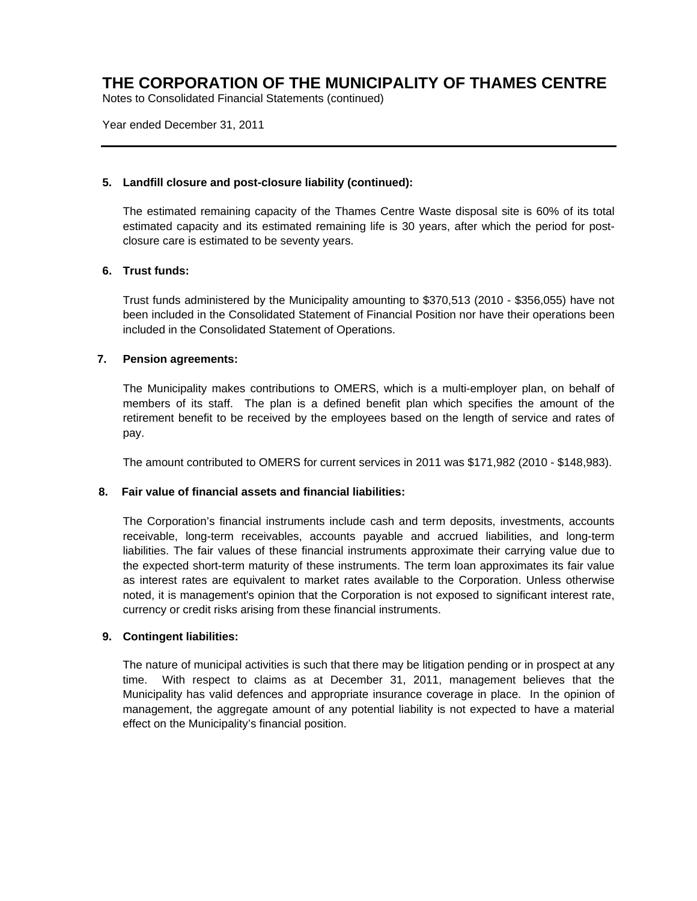# THE CORPORATION OF THE MUNICIPALITY OF THAMES CENTRE

Notes to Consolidated Financial Statements (continued)

Year ended December 31, 2011

---

**5. Landfill closure and post-closure liability (continued):**

The estimated remaining capacity of the Thames Centre Waste disposal site is 60% of its total estimated capacity and its estimated remaining life is 30 years, after which the period for post-closure care is estimated to be seventy years.

**6. Trust funds:**

Trust funds administered by the Municipality amounting to $370,513 (2010 - $356,055) have not been included in the Consolidated Statement of Financial Position nor have their operations been included in the Consolidated Statement of Operations.

**7. Pension agreements:**

The Municipality makes contributions to OMERS, which is a multi-employer plan, on behalf of members of its staff. The plan is a defined benefit plan which specifies the amount of the retirement benefit to be received by the employees based on the length of service and rates of pay.

The amount contributed to OMERS for current services in 2011 was $171,982 (2010 - $148,983).

**8. Fair value of financial assets and financial liabilities:**

The Corporation's financial instruments include cash and term deposits, investments, accounts receivable, long-term receivables, accounts payable and accrued liabilities, and long-term liabilities. The fair values of these financial instruments approximate their carrying value due to the expected short-term maturity of these instruments. The term loan approximates its fair value as interest rates are equivalent to market rates available to the Corporation. Unless otherwise noted, it is management's opinion that the Corporation is not exposed to significant interest rate, currency or credit risks arising from these financial instruments.

**9. Contingent liabilities:**

The nature of municipal activities is such that there may be litigation pending or in prospect at any time. With respect to claims as at December 31, 2011, management believes that the Municipality has valid defences and appropriate insurance coverage in place. In the opinion of management, the aggregate amount of any potential liability is not expected to have a material effect on the Municipality's financial position.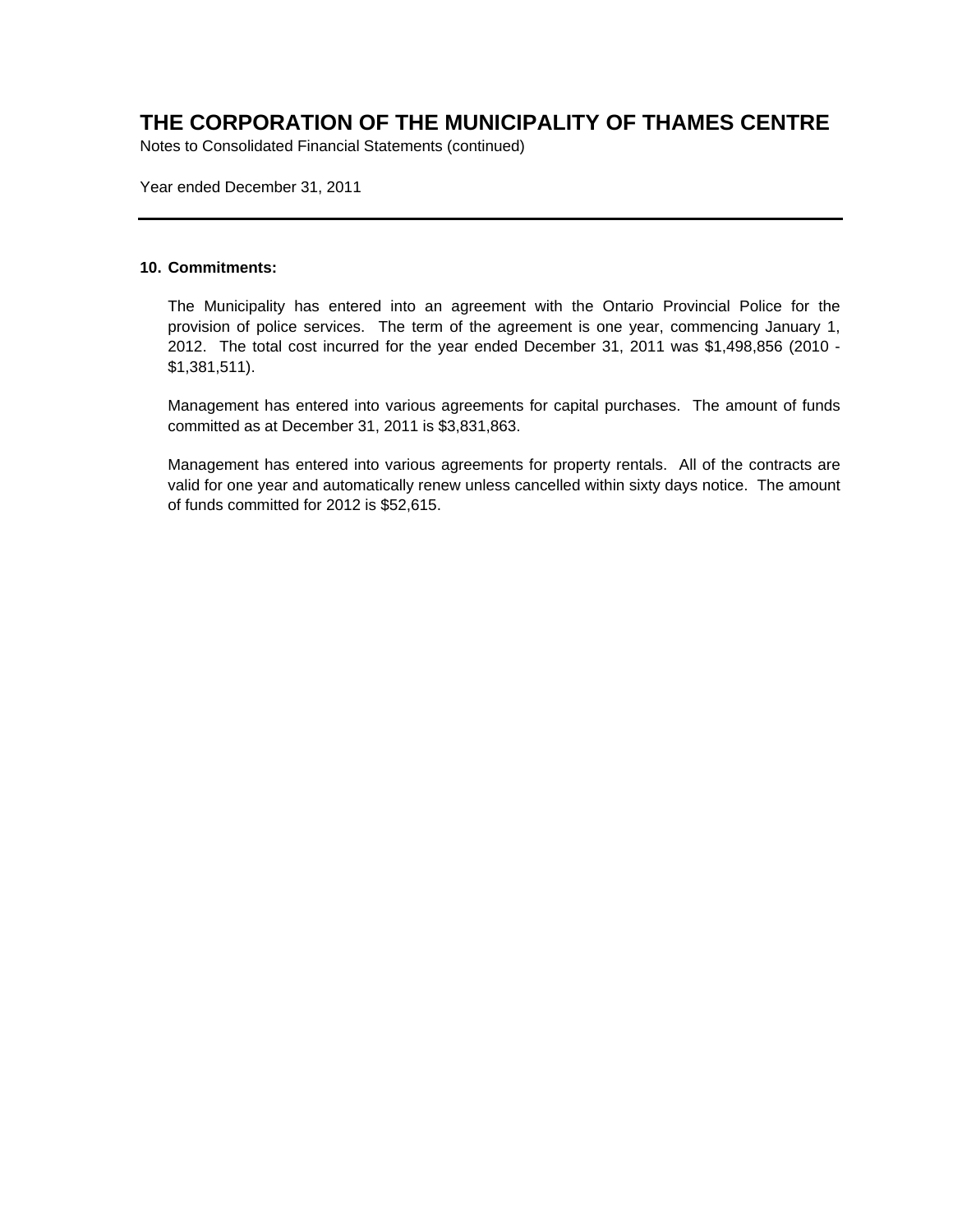# THE CORPORATION OF THE MUNICIPALITY OF THAMES CENTRE

Notes to Consolidated Financial Statements (continued)

Year ended December 31, 2011

---

**10. Commitments:**

The Municipality has entered into an agreement with the Ontario Provincial Police for the provision of police services. The term of the agreement is one year, commencing January 1, 2012. The total cost incurred for the year ended December 31, 2011 was $1,498,856 (2010 - $1,381,511).

Management has entered into various agreements for capital purchases. The amount of funds committed as at December 31, 2011 is $3,831,863.

Management has entered into various agreements for property rentals. All of the contracts are valid for one year and automatically renew unless cancelled within sixty days notice. The amount of funds committed for 2012 is $52,615.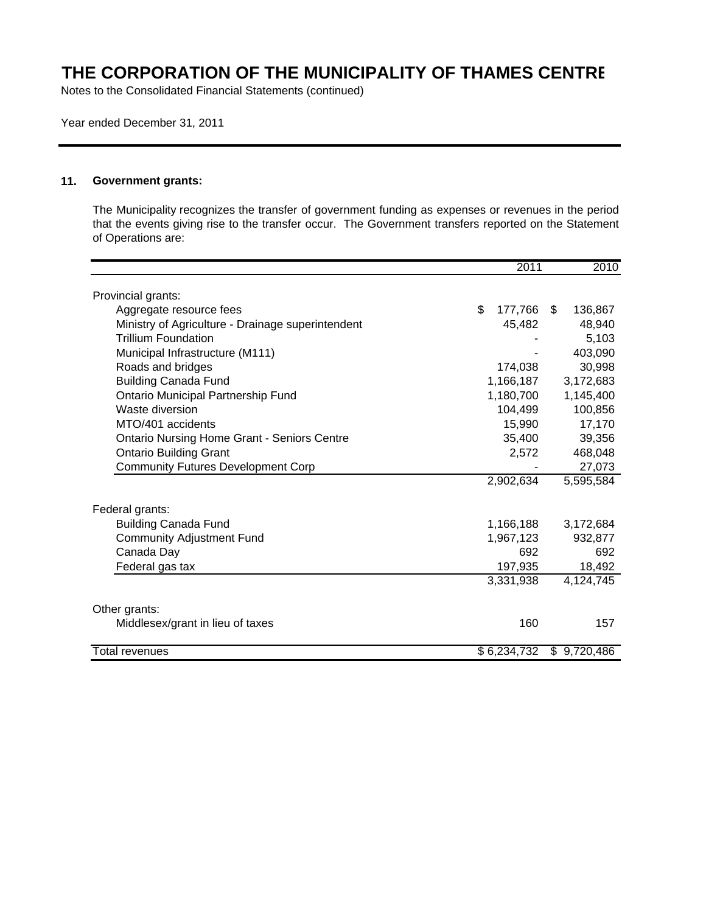# THE CORPORATION OF THE MUNICIPALITY OF THAMES CENTRE

Notes to the Consolidated Financial Statements (continued)

Year ended December 31, 2011

## 11. Government grants:

The Municipality recognizes the transfer of government funding as expenses or revenues in the period that the events giving rise to the transfer occur. The Government transfers reported on the Statement of Operations are:

| | 2011 | 2010 |
|---|---|---|
| Provincial grants: | | |
| Aggregate resource fees | $ 177,766 | $ 136,867 |
| Ministry of Agriculture - Drainage superintendent | 45,482 | 48,940 |
| Trillium Foundation | - | 5,103 |
| Municipal Infrastructure (M111) | - | 403,090 |
| Roads and bridges | 174,038 | 30,998 |
| Building Canada Fund | 1,166,187 | 3,172,683 |
| Ontario Municipal Partnership Fund | 1,180,700 | 1,145,400 |
| Waste diversion | 104,499 | 100,856 |
| MTO/401 accidents | 15,990 | 17,170 |
| Ontario Nursing Home Grant - Seniors Centre | 35,400 | 39,356 |
| Ontario Building Grant | 2,572 | 468,048 |
| Community Futures Development Corp | - | 27,073 |
| | 2,902,634 | 5,595,584 |
| Federal grants: | | |
| Building Canada Fund | 1,166,188 | 3,172,684 |
| Community Adjustment Fund | 1,967,123 | 932,877 |
| Canada Day | 692 | 692 |
| Federal gas tax | 197,935 | 18,492 |
| | 3,331,938 | 4,124,745 |
| Other grants: | | |
| Middlesex/grant in lieu of taxes | 160 | 157 |
| Total revenues | $ 6,234,732 | $ 9,720,486 |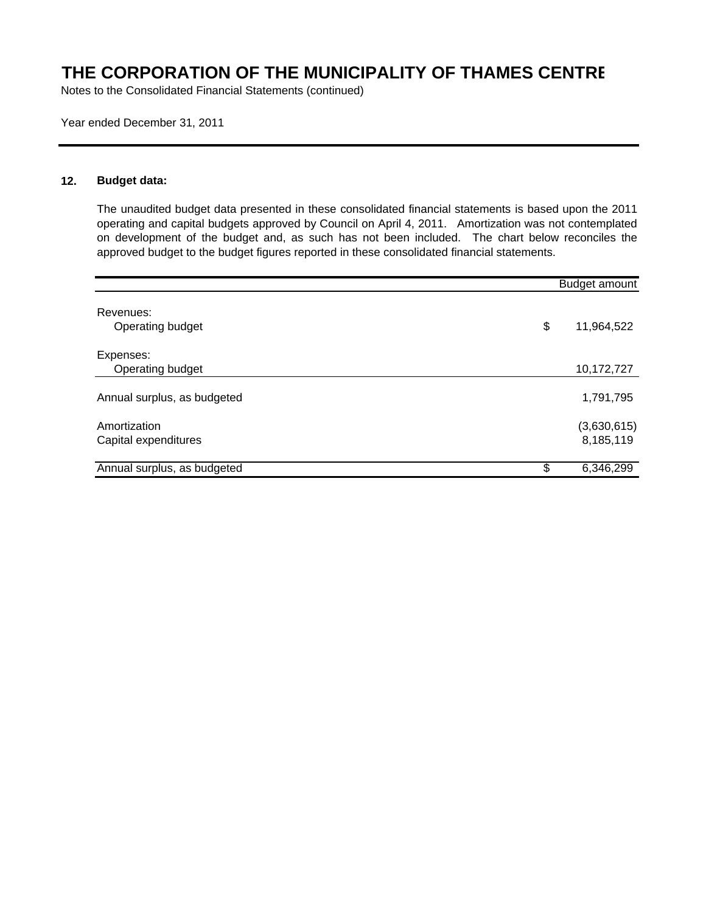# THE CORPORATION OF THE MUNICIPALITY OF THAMES CENTRE

Notes to the Consolidated Financial Statements (continued)

Year ended December 31, 2011

## 12. Budget data:

The unaudited budget data presented in these consolidated financial statements is based upon the 2011 operating and capital budgets approved by Council on April 4, 2011. Amortization was not contemplated on development of the budget and, as such has not been included. The chart below reconciles the approved budget to the budget figures reported in these consolidated financial statements.

| | Budget amount |
|---|---|
| Revenues: | |
| Operating budget | $ 11,964,522 |
| Expenses: | |
| Operating budget | 10,172,727 |
| Annual surplus, as budgeted | 1,791,795 |
| Amortization | (3,630,615) |
| Capital expenditures | 8,185,119 |
| Annual surplus, as budgeted | $ 6,346,299 |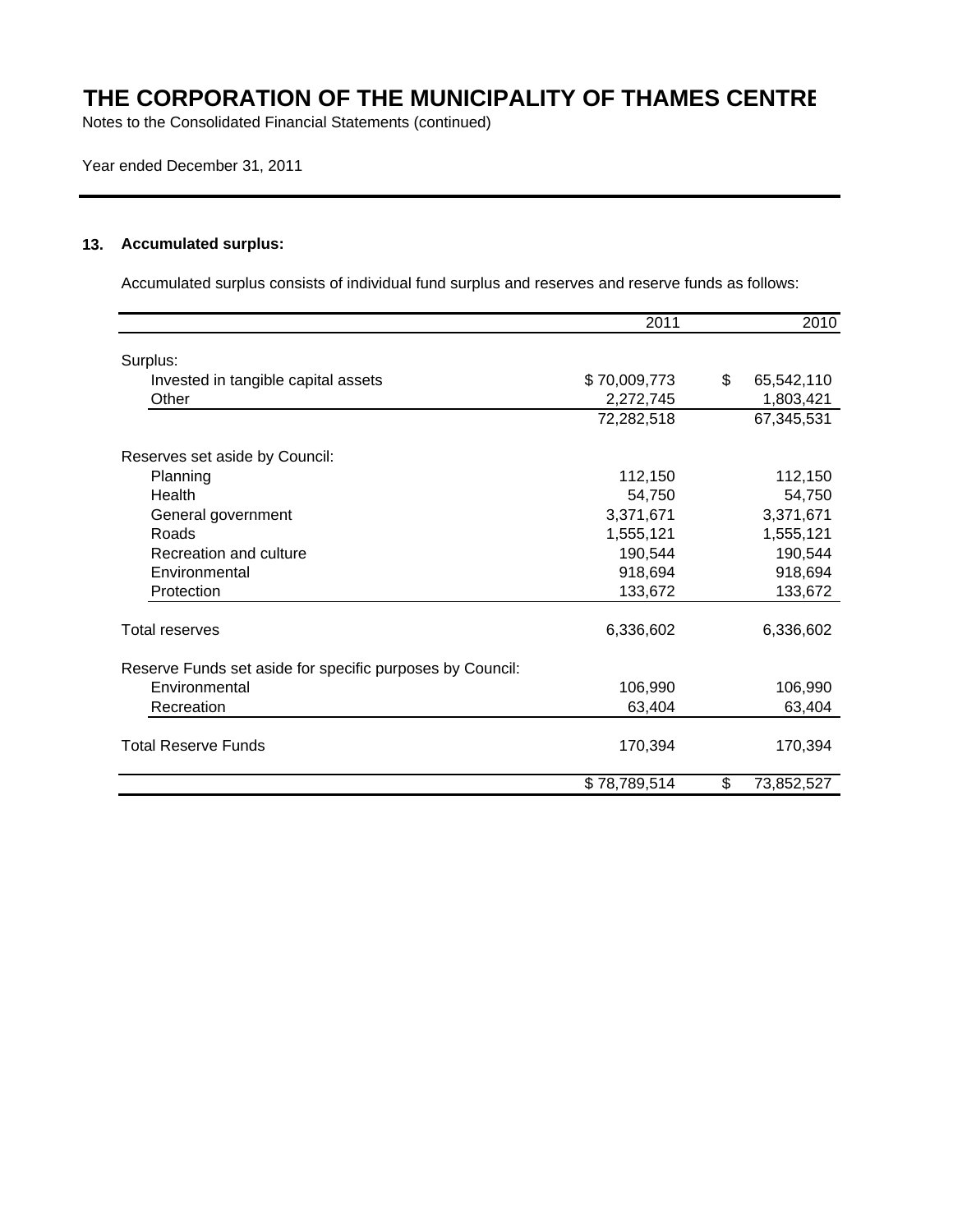# THE CORPORATION OF THE MUNICIPALITY OF THAMES CENTRE

Notes to the Consolidated Financial Statements (continued)

Year ended December 31, 2011

## 13. Accumulated surplus:

Accumulated surplus consists of individual fund surplus and reserves and reserve funds as follows:

| | 2011 | 2010 |
|---|---|---|
| Surplus: | | |
| Invested in tangible capital assets | $ 70,009,773 | $ 65,542,110 |
| Other | 2,272,745 | 1,803,421 |
| | 72,282,518 | 67,345,531 |
| Reserves set aside by Council: | | |
| Planning | 112,150 | 112,150 |
| Health | 54,750 | 54,750 |
| General government | 3,371,671 | 3,371,671 |
| Roads | 1,555,121 | 1,555,121 |
| Recreation and culture | 190,544 | 190,544 |
| Environmental | 918,694 | 918,694 |
| Protection | 133,672 | 133,672 |
| Total reserves | 6,336,602 | 6,336,602 |
| Reserve Funds set aside for specific purposes by Council: | | |
| Environmental | 106,990 | 106,990 |
| Recreation | 63,404 | 63,404 |
| Total Reserve Funds | 170,394 | 170,394 |
| | $ 78,789,514 | $ 73,852,527 |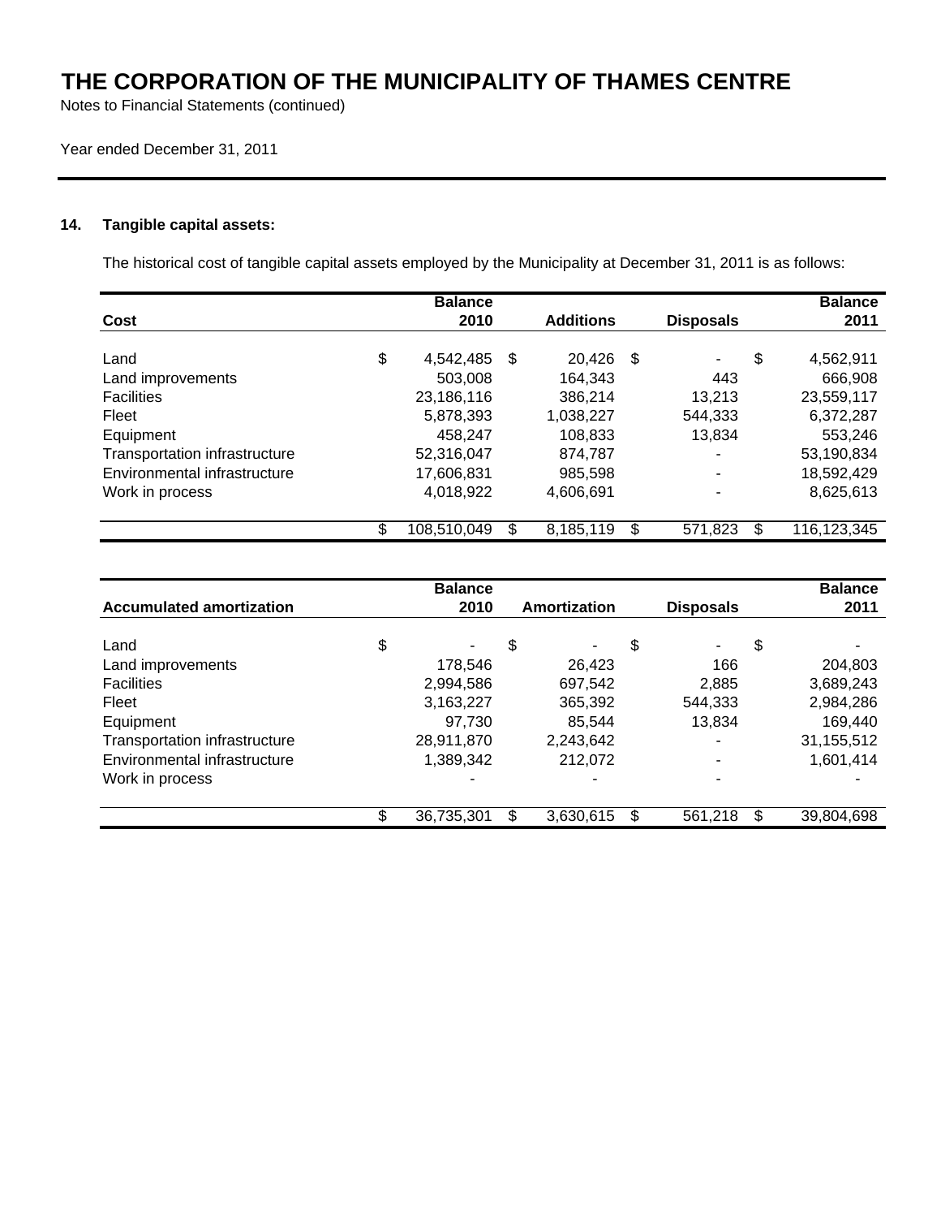# THE CORPORATION OF THE MUNICIPALITY OF THAMES CENTRE

Notes to Financial Statements (continued)

Year ended December 31, 2011

## 14. Tangible capital assets:

The historical cost of tangible capital assets employed by the Municipality at December 31, 2011 is as follows:

| Cost | Balance 2010 | Additions | Disposals | Balance 2011 |
|---|---|---|---|---|
| Land | $ 4,542,485 | $ 20,426 | $ - | $ 4,562,911 |
| Land improvements | 503,008 | 164,343 | 443 | 666,908 |
| Facilities | 23,186,116 | 386,214 | 13,213 | 23,559,117 |
| Fleet | 5,878,393 | 1,038,227 | 544,333 | 6,372,287 |
| Equipment | 458,247 | 108,833 | 13,834 | 553,246 |
| Transportation infrastructure | 52,316,047 | 874,787 | - | 53,190,834 |
| Environmental infrastructure | 17,606,831 | 985,598 | - | 18,592,429 |
| Work in process | 4,018,922 | 4,606,691 | - | 8,625,613 |
| | $ 108,510,049 | $ 8,185,119 | $ 571,823 | $ 116,123,345 |

| Accumulated amortization | Balance 2010 | Amortization | Disposals | Balance 2011 |
|---|---|---|---|---|
| Land | $ - | $ - | $ - | $ - |
| Land improvements | 178,546 | 26,423 | 166 | 204,803 |
| Facilities | 2,994,586 | 697,542 | 2,885 | 3,689,243 |
| Fleet | 3,163,227 | 365,392 | 544,333 | 2,984,286 |
| Equipment | 97,730 | 85,544 | 13,834 | 169,440 |
| Transportation infrastructure | 28,911,870 | 2,243,642 | - | 31,155,512 |
| Environmental infrastructure | 1,389,342 | 212,072 | - | 1,601,414 |
| Work in process | - | - | - | - |
| | $ 36,735,301 | $ 3,630,615 | $ 561,218 | $ 39,804,698 |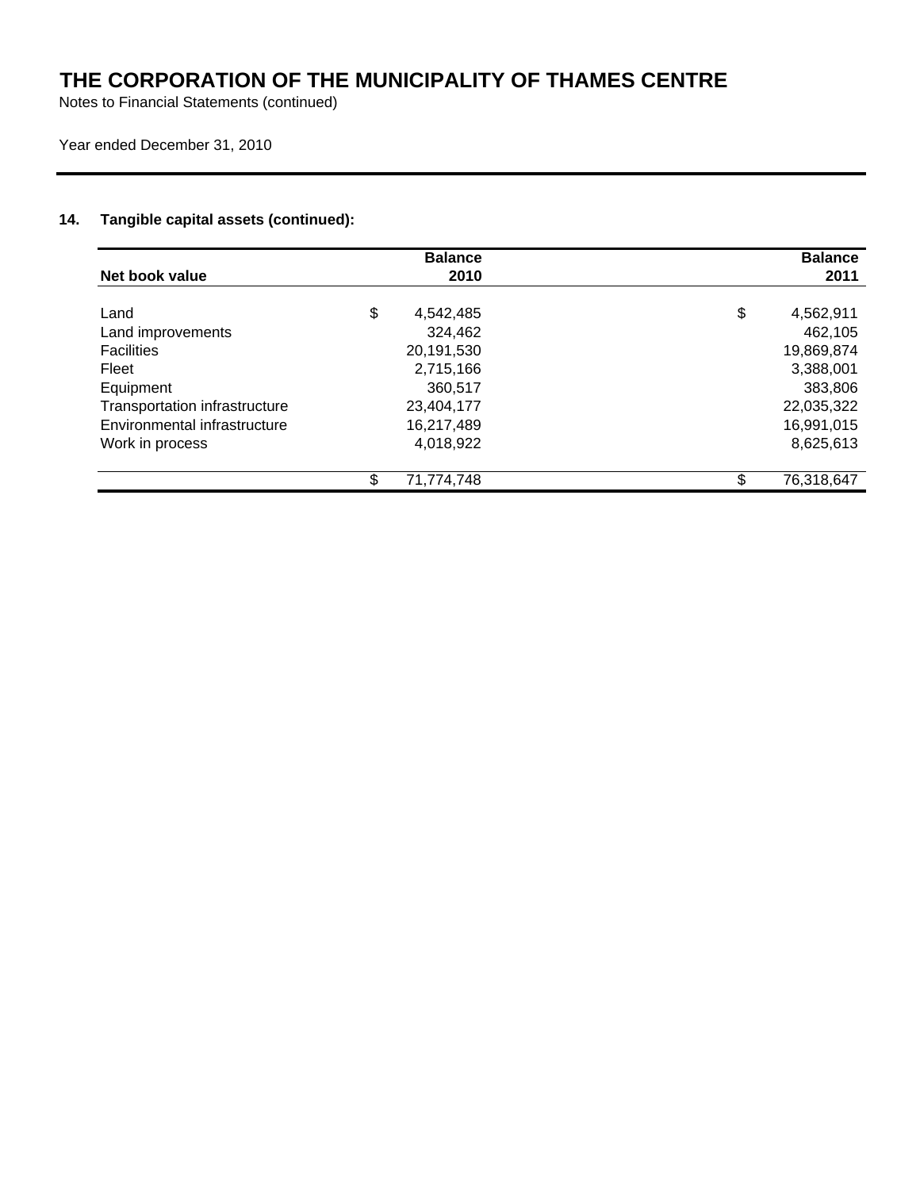# THE CORPORATION OF THE MUNICIPALITY OF THAMES CENTRE

Notes to Financial Statements (continued)

Year ended December 31, 2010

### 14. Tangible capital assets (continued):

| Net book value | Balance 2010 | Balance 2011 |
|---|---|---|
| Land | $ 4,542,485 | $ 4,562,911 |
| Land improvements | 324,462 | 462,105 |
| Facilities | 20,191,530 | 19,869,874 |
| Fleet | 2,715,166 | 3,388,001 |
| Equipment | 360,517 | 383,806 |
| Transportation infrastructure | 23,404,177 | 22,035,322 |
| Environmental infrastructure | 16,217,489 | 16,991,015 |
| Work in process | 4,018,922 | 8,625,613 |
| | $ 71,774,748 | $ 76,318,647 |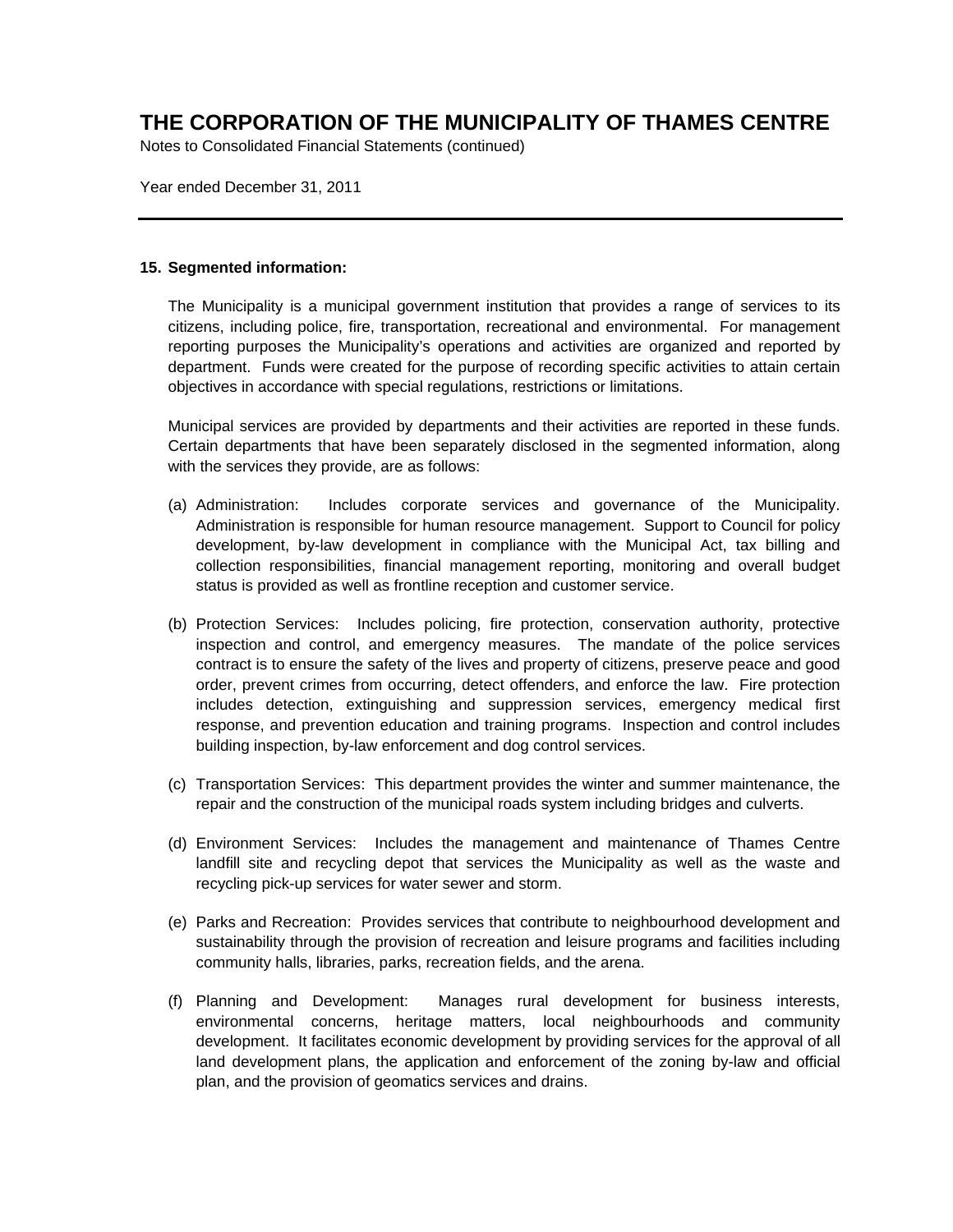# THE CORPORATION OF THE MUNICIPALITY OF THAMES CENTRE

Notes to Consolidated Financial Statements (continued)

Year ended December 31, 2011

---

**15. Segmented information:**

The Municipality is a municipal government institution that provides a range of services to its citizens, including police, fire, transportation, recreational and environmental. For management reporting purposes the Municipality's operations and activities are organized and reported by department. Funds were created for the purpose of recording specific activities to attain certain objectives in accordance with special regulations, restrictions or limitations.

Municipal services are provided by departments and their activities are reported in these funds. Certain departments that have been separately disclosed in the segmented information, along with the services they provide, are as follows:

(a) Administration: Includes corporate services and governance of the Municipality. Administration is responsible for human resource management. Support to Council for policy development, by-law development in compliance with the Municipal Act, tax billing and collection responsibilities, financial management reporting, monitoring and overall budget status is provided as well as frontline reception and customer service.

(b) Protection Services: Includes policing, fire protection, conservation authority, protective inspection and control, and emergency measures. The mandate of the police services contract is to ensure the safety of the lives and property of citizens, preserve peace and good order, prevent crimes from occurring, detect offenders, and enforce the law. Fire protection includes detection, extinguishing and suppression services, emergency medical first response, and prevention education and training programs. Inspection and control includes building inspection, by-law enforcement and dog control services.

(c) Transportation Services: This department provides the winter and summer maintenance, the repair and the construction of the municipal roads system including bridges and culverts.

(d) Environment Services: Includes the management and maintenance of Thames Centre landfill site and recycling depot that services the Municipality as well as the waste and recycling pick-up services for water sewer and storm.

(e) Parks and Recreation: Provides services that contribute to neighbourhood development and sustainability through the provision of recreation and leisure programs and facilities including community halls, libraries, parks, recreation fields, and the arena.

(f) Planning and Development: Manages rural development for business interests, environmental concerns, heritage matters, local neighbourhoods and community development. It facilitates economic development by providing services for the approval of all land development plans, the application and enforcement of the zoning by-law and official plan, and the provision of geomatics services and drains.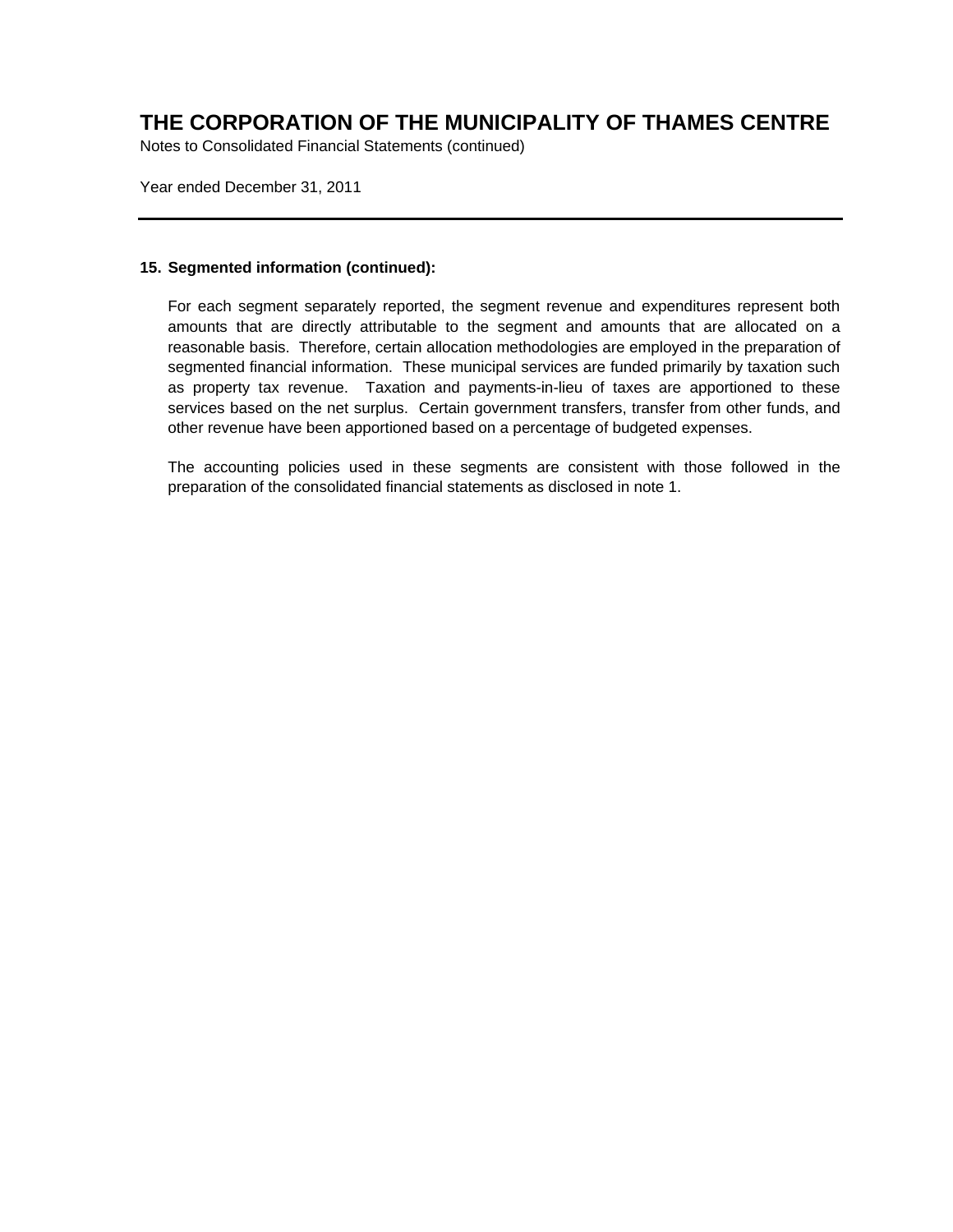# THE CORPORATION OF THE MUNICIPALITY OF THAMES CENTRE

Notes to Consolidated Financial Statements (continued)

Year ended December 31, 2011

---

**15. Segmented information (continued):**

For each segment separately reported, the segment revenue and expenditures represent both amounts that are directly attributable to the segment and amounts that are allocated on a reasonable basis. Therefore, certain allocation methodologies are employed in the preparation of segmented financial information. These municipal services are funded primarily by taxation such as property tax revenue. Taxation and payments-in-lieu of taxes are apportioned to these services based on the net surplus. Certain government transfers, transfer from other funds, and other revenue have been apportioned based on a percentage of budgeted expenses.

The accounting policies used in these segments are consistent with those followed in the preparation of the consolidated financial statements as disclosed in note 1.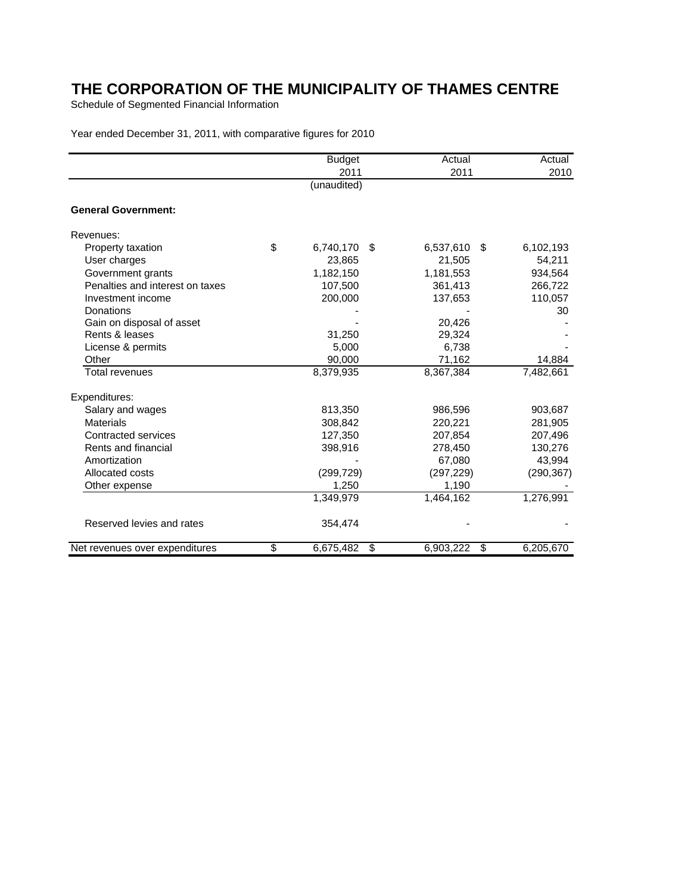# THE CORPORATION OF THE MUNICIPALITY OF THAMES CENTRE

Schedule of Segmented Financial Information

Year ended December 31, 2011, with comparative figures for 2010

| | Budget 2011 (unaudited) | Actual 2011 | Actual 2010 |
|---|---|---|---|
| **General Government:** | | | |
| Revenues: | | | |
| Property taxation | $ 6,740,170 | $ 6,537,610 | $ 6,102,193 |
| User charges | 23,865 | 21,505 | 54,211 |
| Government grants | 1,182,150 | 1,181,553 | 934,564 |
| Penalties and interest on taxes | 107,500 | 361,413 | 266,722 |
| Investment income | 200,000 | 137,653 | 110,057 |
| Donations | - | - | 30 |
| Gain on disposal of asset | - | 20,426 | - |
| Rents & leases | 31,250 | 29,324 | - |
| License & permits | 5,000 | 6,738 | - |
| Other | 90,000 | 71,162 | 14,884 |
| Total revenues | 8,379,935 | 8,367,384 | 7,482,661 |
| Expenditures: | | | |
| Salary and wages | 813,350 | 986,596 | 903,687 |
| Materials | 308,842 | 220,221 | 281,905 |
| Contracted services | 127,350 | 207,854 | 207,496 |
| Rents and financial | 398,916 | 278,450 | 130,276 |
| Amortization | - | 67,080 | 43,994 |
| Allocated costs | (299,729) | (297,229) | (290,367) |
| Other expense | 1,250 | 1,190 | - |
| | 1,349,979 | 1,464,162 | 1,276,991 |
| Reserved levies and rates | 354,474 | - | - |
| Net revenues over expenditures | $ 6,675,482 | $ 6,903,222 | $ 6,205,670 |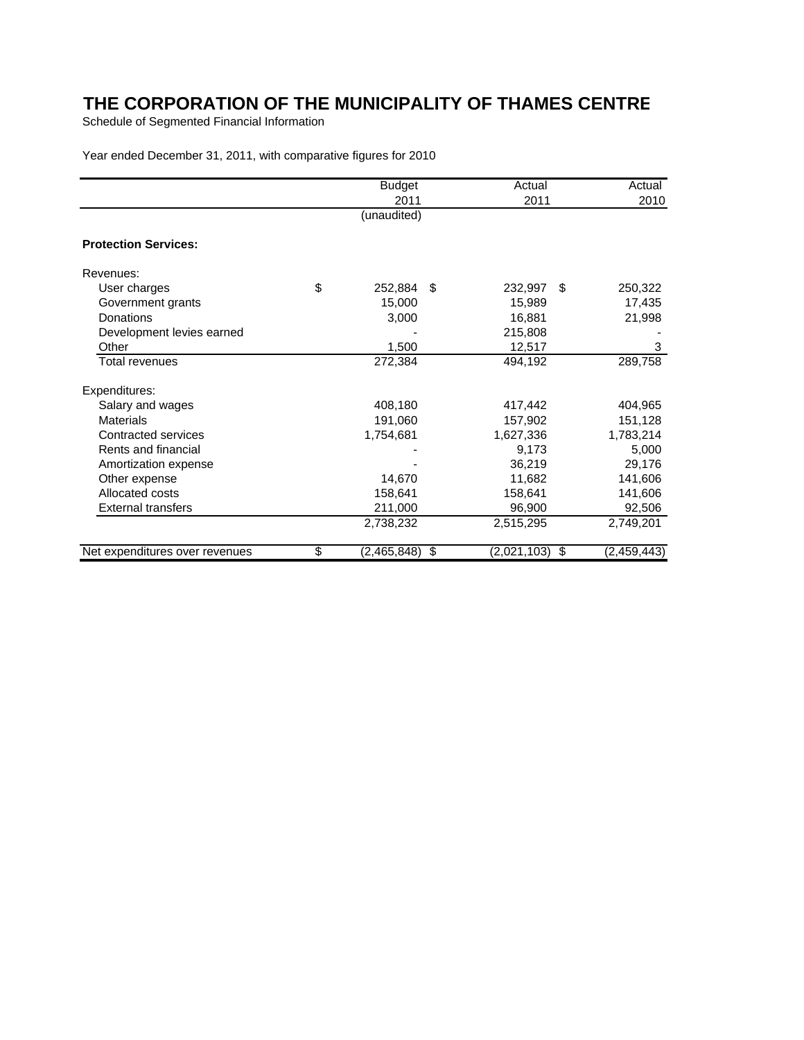# THE CORPORATION OF THE MUNICIPALITY OF THAMES CENTRE

Schedule of Segmented Financial Information

Year ended December 31, 2011, with comparative figures for 2010

| | Budget 2011 (unaudited) | Actual 2011 | Actual 2010 |
|---|---|---|---|
| **Protection Services:** | | | |
| Revenues: | | | |
| User charges | $ 252,884 | $ 232,997 | $ 250,322 |
| Government grants | 15,000 | 15,989 | 17,435 |
| Donations | 3,000 | 16,881 | 21,998 |
| Development levies earned | - | 215,808 | - |
| Other | 1,500 | 12,517 | 3 |
| Total revenues | 272,384 | 494,192 | 289,758 |
| Expenditures: | | | |
| Salary and wages | 408,180 | 417,442 | 404,965 |
| Materials | 191,060 | 157,902 | 151,128 |
| Contracted services | 1,754,681 | 1,627,336 | 1,783,214 |
| Rents and financial | - | 9,173 | 5,000 |
| Amortization expense | - | 36,219 | 29,176 |
| Other expense | 14,670 | 11,682 | 141,606 |
| Allocated costs | 158,641 | 158,641 | 141,606 |
| External transfers | 211,000 | 96,900 | 92,506 |
| | 2,738,232 | 2,515,295 | 2,749,201 |
| Net expenditures over revenues | $ (2,465,848) | $ (2,021,103) | $ (2,459,443) |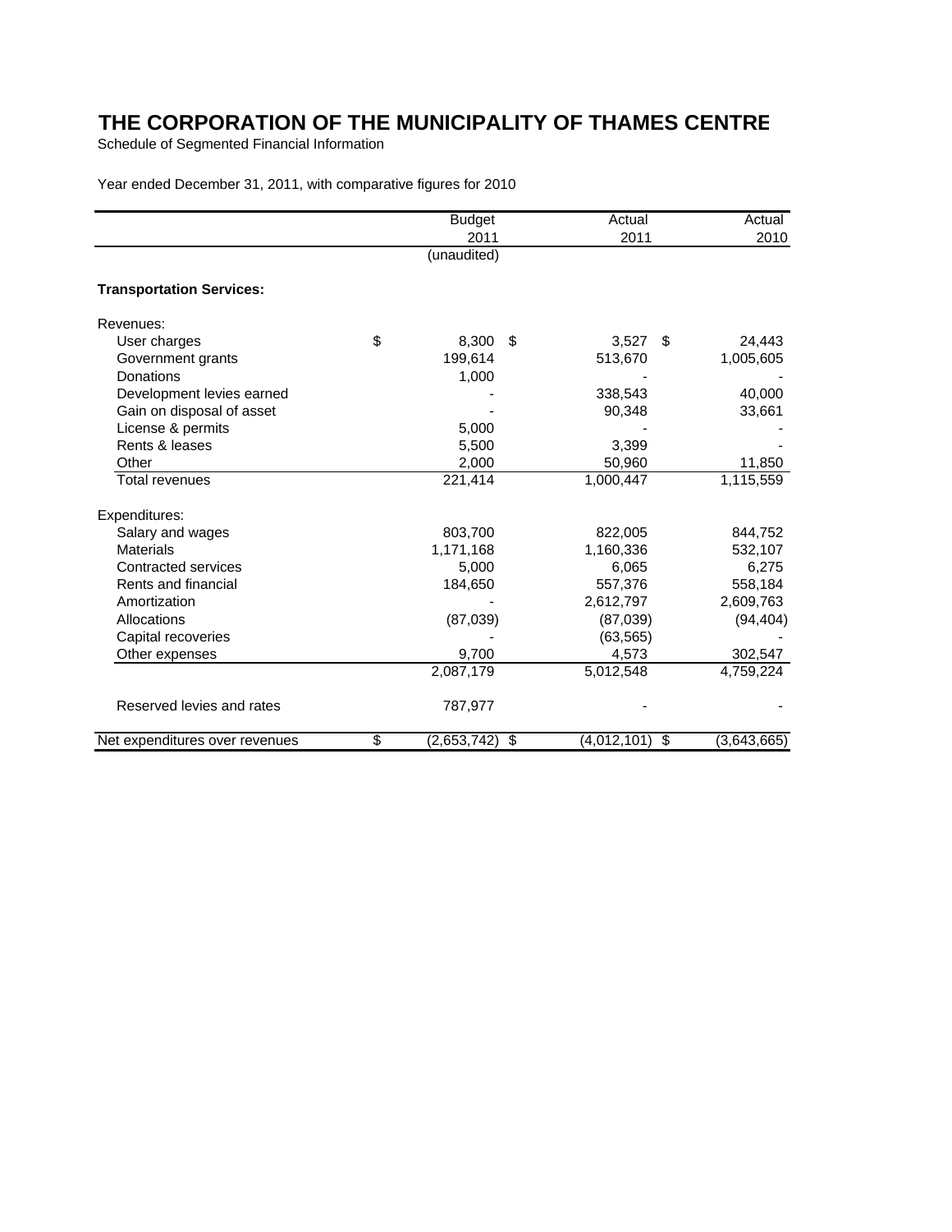# THE CORPORATION OF THE MUNICIPALITY OF THAMES CENTRE

Schedule of Segmented Financial Information

Year ended December 31, 2011, with comparative figures for 2010

| | Budget 2011 (unaudited) | Actual 2011 | Actual 2010 |
|---|---|---|---|
| **Transportation Services:** | | | |
| Revenues: | | | |
| User charges | $ 8,300 | $ 3,527 | $ 24,443 |
| Government grants | 199,614 | 513,670 | 1,005,605 |
| Donations | 1,000 | - | - |
| Development levies earned | - | 338,543 | 40,000 |
| Gain on disposal of asset | - | 90,348 | 33,661 |
| License & permits | 5,000 | - | - |
| Rents & leases | 5,500 | 3,399 | - |
| Other | 2,000 | 50,960 | 11,850 |
| Total revenues | 221,414 | 1,000,447 | 1,115,559 |
| Expenditures: | | | |
| Salary and wages | 803,700 | 822,005 | 844,752 |
| Materials | 1,171,168 | 1,160,336 | 532,107 |
| Contracted services | 5,000 | 6,065 | 6,275 |
| Rents and financial | 184,650 | 557,376 | 558,184 |
| Amortization | - | 2,612,797 | 2,609,763 |
| Allocations | (87,039) | (87,039) | (94,404) |
| Capital recoveries | - | (63,565) | - |
| Other expenses | 9,700 | 4,573 | 302,547 |
| | 2,087,179 | 5,012,548 | 4,759,224 |
| Reserved levies and rates | 787,977 | - | - |
| Net expenditures over revenues | $ (2,653,742) | $ (4,012,101) | $ (3,643,665) |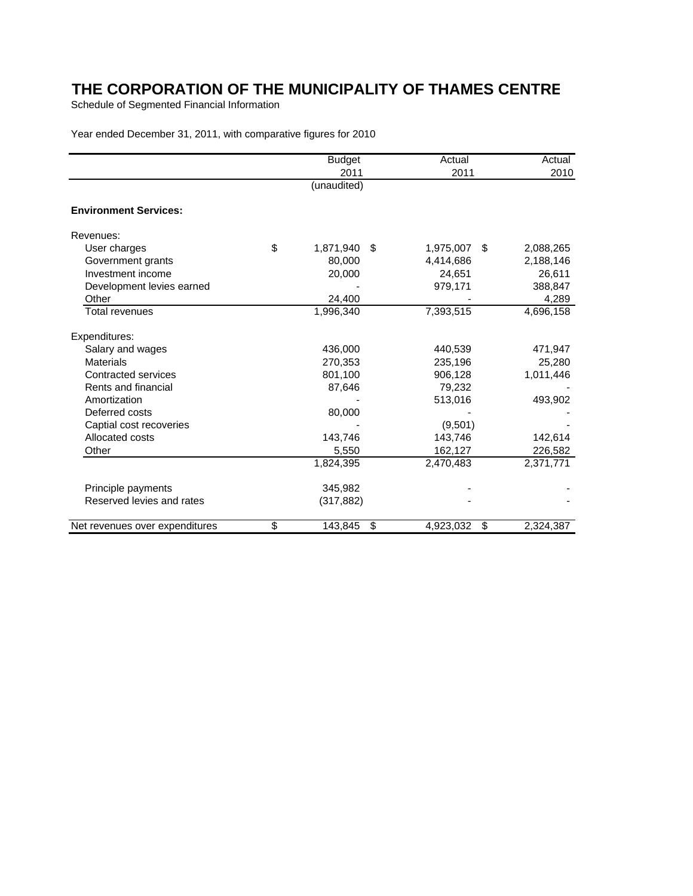# THE CORPORATION OF THE MUNICIPALITY OF THAMES CENTRE

Schedule of Segmented Financial Information

Year ended December 31, 2011, with comparative figures for 2010

| | Budget 2011 (unaudited) | Actual 2011 | Actual 2010 |
|---|---|---|---|
| **Environment Services:** | | | |
| Revenues: | | | |
| User charges | $ 1,871,940 | $ 1,975,007 | $ 2,088,265 |
| Government grants | 80,000 | 4,414,686 | 2,188,146 |
| Investment income | 20,000 | 24,651 | 26,611 |
| Development levies earned | - | 979,171 | 388,847 |
| Other | 24,400 | - | 4,289 |
| Total revenues | 1,996,340 | 7,393,515 | 4,696,158 |
| Expenditures: | | | |
| Salary and wages | 436,000 | 440,539 | 471,947 |
| Materials | 270,353 | 235,196 | 25,280 |
| Contracted services | 801,100 | 906,128 | 1,011,446 |
| Rents and financial | 87,646 | 79,232 | - |
| Amortization | - | 513,016 | 493,902 |
| Deferred costs | 80,000 | - | - |
| Captial cost recoveries | - | (9,501) | - |
| Allocated costs | 143,746 | 143,746 | 142,614 |
| Other | 5,550 | 162,127 | 226,582 |
| | 1,824,395 | 2,470,483 | 2,371,771 |
| Principle payments | 345,982 | - | - |
| Reserved levies and rates | (317,882) | - | - |
| Net revenues over expenditures | $ 143,845 | $ 4,923,032 | $ 2,324,387 |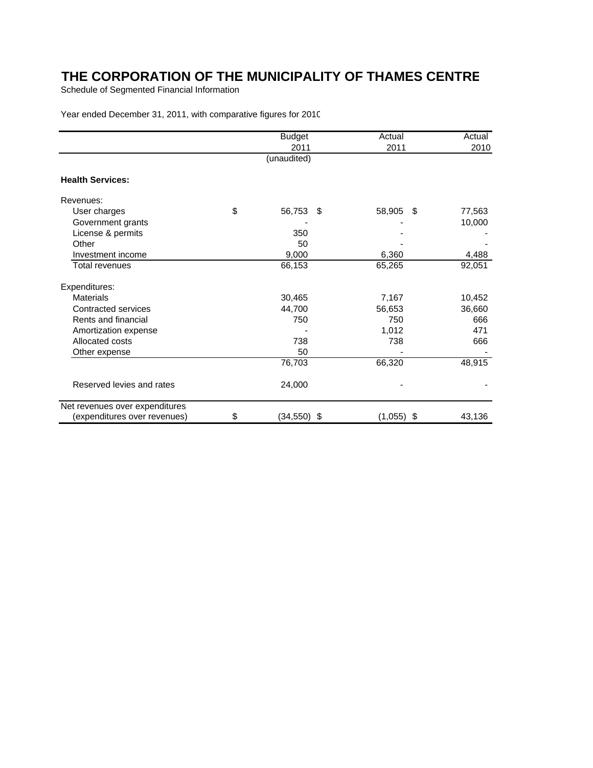# THE CORPORATION OF THE MUNICIPALITY OF THAMES CENTRE

Schedule of Segmented Financial Information

Year ended December 31, 2011, with comparative figures for 2010

| | Budget 2011 (unaudited) | Actual 2011 | Actual 2010 |
|---|---|---|---|
| **Health Services:** | | | |
| Revenues: | | | |
| User charges | $ 56,753 | $ 58,905 | $ 77,563 |
| Government grants | - | - | 10,000 |
| License & permits | 350 | - | - |
| Other | 50 | - | - |
| Investment income | 9,000 | 6,360 | 4,488 |
| Total revenues | 66,153 | 65,265 | 92,051 |
| Expenditures: | | | |
| Materials | 30,465 | 7,167 | 10,452 |
| Contracted services | 44,700 | 56,653 | 36,660 |
| Rents and financial | 750 | 750 | 666 |
| Amortization expense | - | 1,012 | 471 |
| Allocated costs | 738 | 738 | 666 |
| Other expense | 50 | - | - |
| | 76,703 | 66,320 | 48,915 |
| Reserved levies and rates | 24,000 | - | - |
| Net revenues over expenditures (expenditures over revenues) | $ (34,550) | $ (1,055) | $ 43,136 |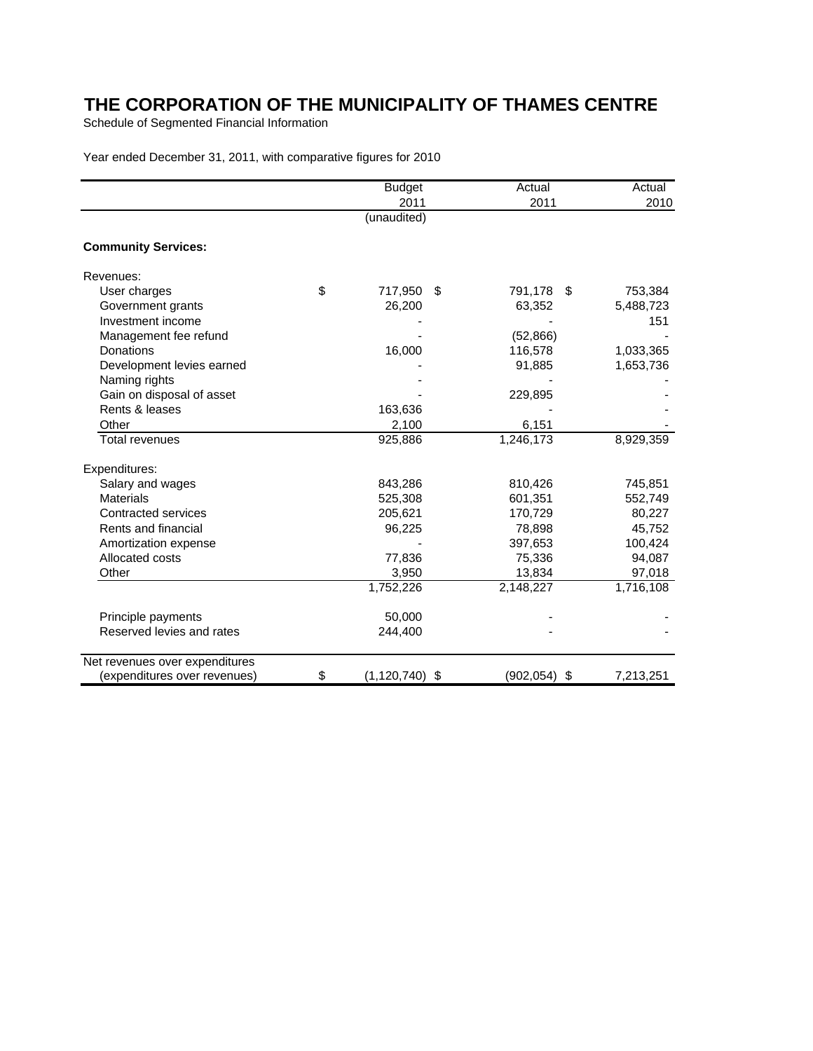# THE CORPORATION OF THE MUNICIPALITY OF THAMES CENTRE

Schedule of Segmented Financial Information

Year ended December 31, 2011, with comparative figures for 2010

| | Budget 2011 (unaudited) | Actual 2011 | Actual 2010 |
|---|---|---|---|
| **Community Services:** | | | |
| Revenues: | | | |
| User charges | $ 717,950 | $ 791,178 | $ 753,384 |
| Government grants | 26,200 | 63,352 | 5,488,723 |
| Investment income | - | - | 151 |
| Management fee refund | - | (52,866) | - |
| Donations | 16,000 | 116,578 | 1,033,365 |
| Development levies earned | - | 91,885 | 1,653,736 |
| Naming rights | - | - | - |
| Gain on disposal of asset | - | 229,895 | - |
| Rents & leases | 163,636 | - | - |
| Other | 2,100 | 6,151 | - |
| Total revenues | 925,886 | 1,246,173 | 8,929,359 |
| Expenditures: | | | |
| Salary and wages | 843,286 | 810,426 | 745,851 |
| Materials | 525,308 | 601,351 | 552,749 |
| Contracted services | 205,621 | 170,729 | 80,227 |
| Rents and financial | 96,225 | 78,898 | 45,752 |
| Amortization expense | - | 397,653 | 100,424 |
| Allocated costs | 77,836 | 75,336 | 94,087 |
| Other | 3,950 | 13,834 | 97,018 |
| | 1,752,226 | 2,148,227 | 1,716,108 |
| Principle payments | 50,000 | - | - |
| Reserved levies and rates | 244,400 | - | - |
| Net revenues over expenditures (expenditures over revenues) | $ (1,120,740) | $ (902,054) | $ 7,213,251 |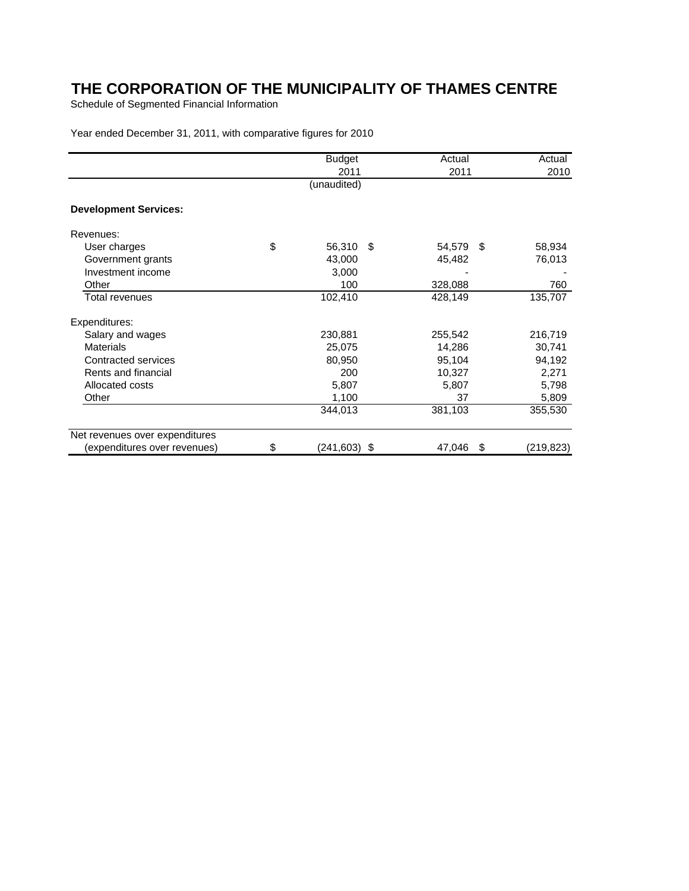# THE CORPORATION OF THE MUNICIPALITY OF THAMES CENTRE

Schedule of Segmented Financial Information

Year ended December 31, 2011, with comparative figures for 2010

| | Budget 2011 (unaudited) | Actual 2011 | Actual 2010 |
|---|---|---|---|
| **Development Services:** | | | |
| Revenues: | | | |
| User charges | $ 56,310 | $ 54,579 | $ 58,934 |
| Government grants | 43,000 | 45,482 | 76,013 |
| Investment income | 3,000 | - | - |
| Other | 100 | 328,088 | 760 |
| Total revenues | 102,410 | 428,149 | 135,707 |
| Expenditures: | | | |
| Salary and wages | 230,881 | 255,542 | 216,719 |
| Materials | 25,075 | 14,286 | 30,741 |
| Contracted services | 80,950 | 95,104 | 94,192 |
| Rents and financial | 200 | 10,327 | 2,271 |
| Allocated costs | 5,807 | 5,807 | 5,798 |
| Other | 1,100 | 37 | 5,809 |
| | 344,013 | 381,103 | 355,530 |
| Net revenues over expenditures (expenditures over revenues) | $ (241,603) | $ 47,046 | $ (219,823) |